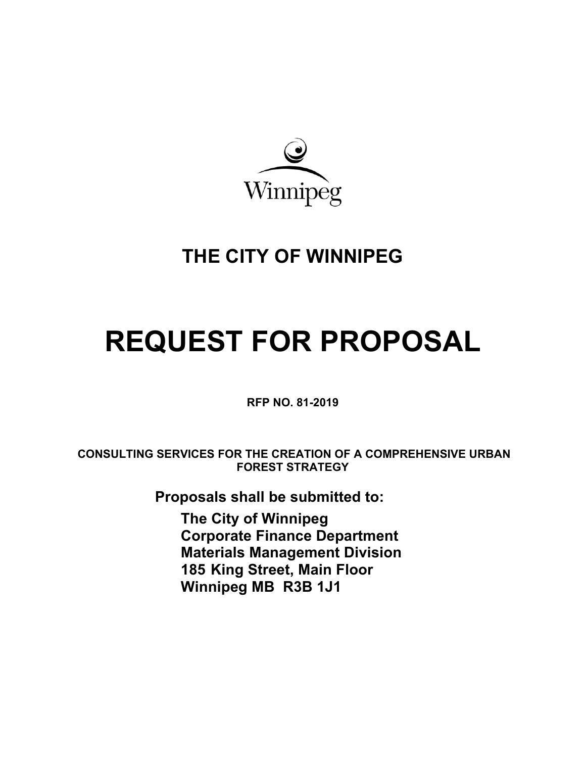Winnipeg

# THE CITY OF WINNIPEG

# REQUEST FOR PROPOSAL

**RFP NO. 81-2019**

**CONSULTING SERVICES FOR THE CREATION OF A COMPREHENSIVE URBAN FOREST STRATEGY**

**Proposals shall be submitted to:**

**The City of Winnipeg**
**Corporate Finance Department**
**Materials Management Division**
**185 King Street, Main Floor**
**Winnipeg MB R3B 1J1**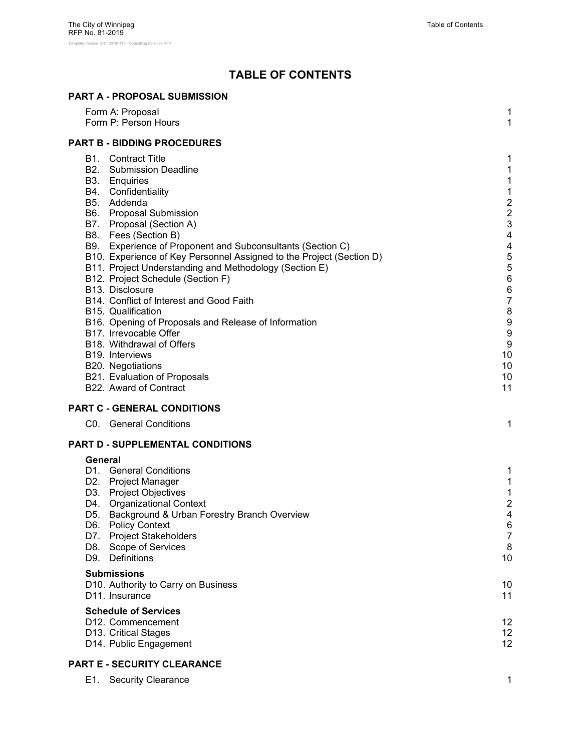# TABLE OF CONTENTS

## PART A - PROPOSAL SUBMISSION

| | |
|---|---|
| Form A: Proposal | 1 |
| Form P: Person Hours | 1 |

## PART B - BIDDING PROCEDURES

| | |
|---|---|
| B1. Contract Title | 1 |
| B2. Submission Deadline | 1 |
| B3. Enquiries | 1 |
| B4. Confidentiality | 1 |
| B5. Addenda | 2 |
| B6. Proposal Submission | 2 |
| B7. Proposal (Section A) | 3 |
| B8. Fees (Section B) | 4 |
| B9. Experience of Proponent and Subconsultants (Section C) | 4 |
| B10. Experience of Key Personnel Assigned to the Project (Section D) | 5 |
| B11. Project Understanding and Methodology (Section E) | 5 |
| B12. Project Schedule (Section F) | 6 |
| B13. Disclosure | 6 |
| B14. Conflict of Interest and Good Faith | 7 |
| B15. Qualification | 8 |
| B16. Opening of Proposals and Release of Information | 9 |
| B17. Irrevocable Offer | 9 |
| B18. Withdrawal of Offers | 9 |
| B19. Interviews | 10 |
| B20. Negotiations | 10 |
| B21. Evaluation of Proposals | 10 |
| B22. Award of Contract | 11 |

## PART C - GENERAL CONDITIONS

| | |
|---|---|
| C0. General Conditions | 1 |

## PART D - SUPPLEMENTAL CONDITIONS

### General

| | |
|---|---|
| D1. General Conditions | 1 |
| D2. Project Manager | 1 |
| D3. Project Objectives | 1 |
| D4. Organizational Context | 2 |
| D5. Background & Urban Forestry Branch Overview | 4 |
| D6. Policy Context | 6 |
| D7. Project Stakeholders | 7 |
| D8. Scope of Services | 8 |
| D9. Definitions | 10 |

### Submissions

| | |
|---|---|
| D10. Authority to Carry on Business | 10 |
| D11. Insurance | 11 |

### Schedule of Services

| | |
|---|---|
| D12. Commencement | 12 |
| D13. Critical Stages | 12 |
| D14. Public Engagement | 12 |

## PART E - SECURITY CLEARANCE

| | |
|---|---|
| E1. Security Clearance | 1 |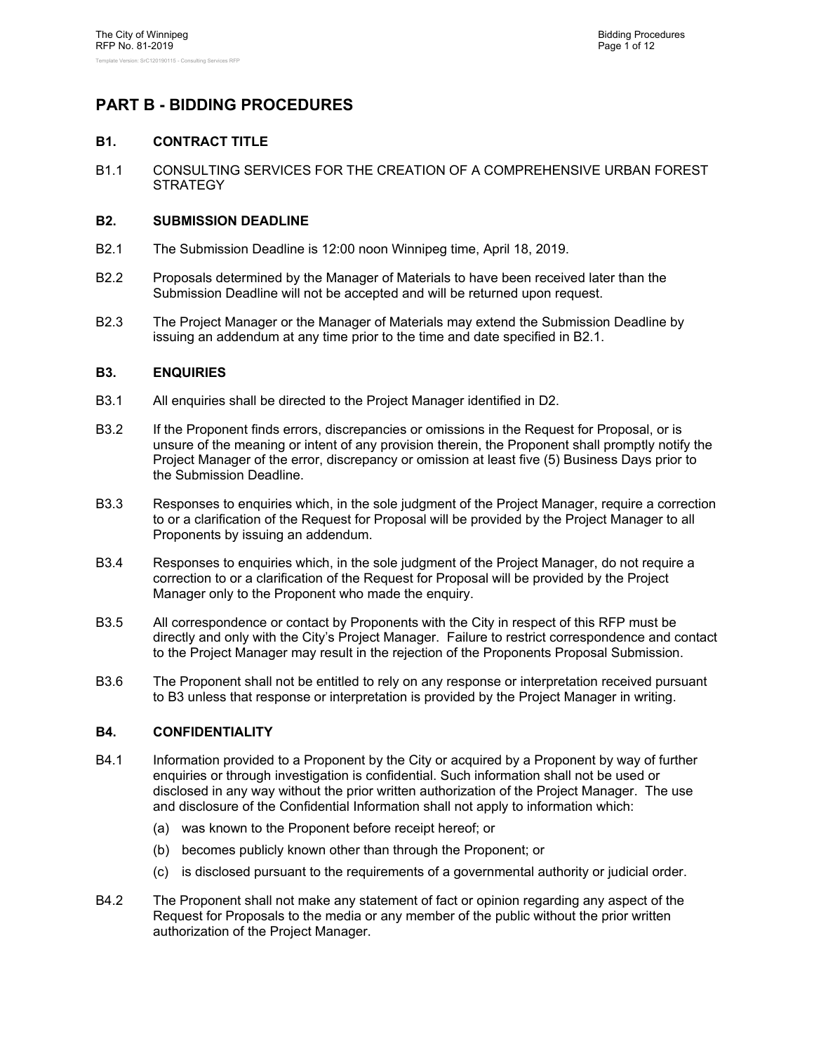# PART B - BIDDING PROCEDURES

## B1. CONTRACT TITLE

B1.1 CONSULTING SERVICES FOR THE CREATION OF A COMPREHENSIVE URBAN FOREST STRATEGY

## B2. SUBMISSION DEADLINE

B2.1 The Submission Deadline is 12:00 noon Winnipeg time, April 18, 2019.

B2.2 Proposals determined by the Manager of Materials to have been received later than the Submission Deadline will not be accepted and will be returned upon request.

B2.3 The Project Manager or the Manager of Materials may extend the Submission Deadline by issuing an addendum at any time prior to the time and date specified in B2.1.

## B3. ENQUIRIES

B3.1 All enquiries shall be directed to the Project Manager identified in D2.

B3.2 If the Proponent finds errors, discrepancies or omissions in the Request for Proposal, or is unsure of the meaning or intent of any provision therein, the Proponent shall promptly notify the Project Manager of the error, discrepancy or omission at least five (5) Business Days prior to the Submission Deadline.

B3.3 Responses to enquiries which, in the sole judgment of the Project Manager, require a correction to or a clarification of the Request for Proposal will be provided by the Project Manager to all Proponents by issuing an addendum.

B3.4 Responses to enquiries which, in the sole judgment of the Project Manager, do not require a correction to or a clarification of the Request for Proposal will be provided by the Project Manager only to the Proponent who made the enquiry.

B3.5 All correspondence or contact by Proponents with the City in respect of this RFP must be directly and only with the City's Project Manager. Failure to restrict correspondence and contact to the Project Manager may result in the rejection of the Proponents Proposal Submission.

B3.6 The Proponent shall not be entitled to rely on any response or interpretation received pursuant to B3 unless that response or interpretation is provided by the Project Manager in writing.

## B4. CONFIDENTIALITY

B4.1 Information provided to a Proponent by the City or acquired by a Proponent by way of further enquiries or through investigation is confidential. Such information shall not be used or disclosed in any way without the prior written authorization of the Project Manager. The use and disclosure of the Confidential Information shall not apply to information which:

- (a) was known to the Proponent before receipt hereof; or
- (b) becomes publicly known other than through the Proponent; or
- (c) is disclosed pursuant to the requirements of a governmental authority or judicial order.

B4.2 The Proponent shall not make any statement of fact or opinion regarding any aspect of the Request for Proposals to the media or any member of the public without the prior written authorization of the Project Manager.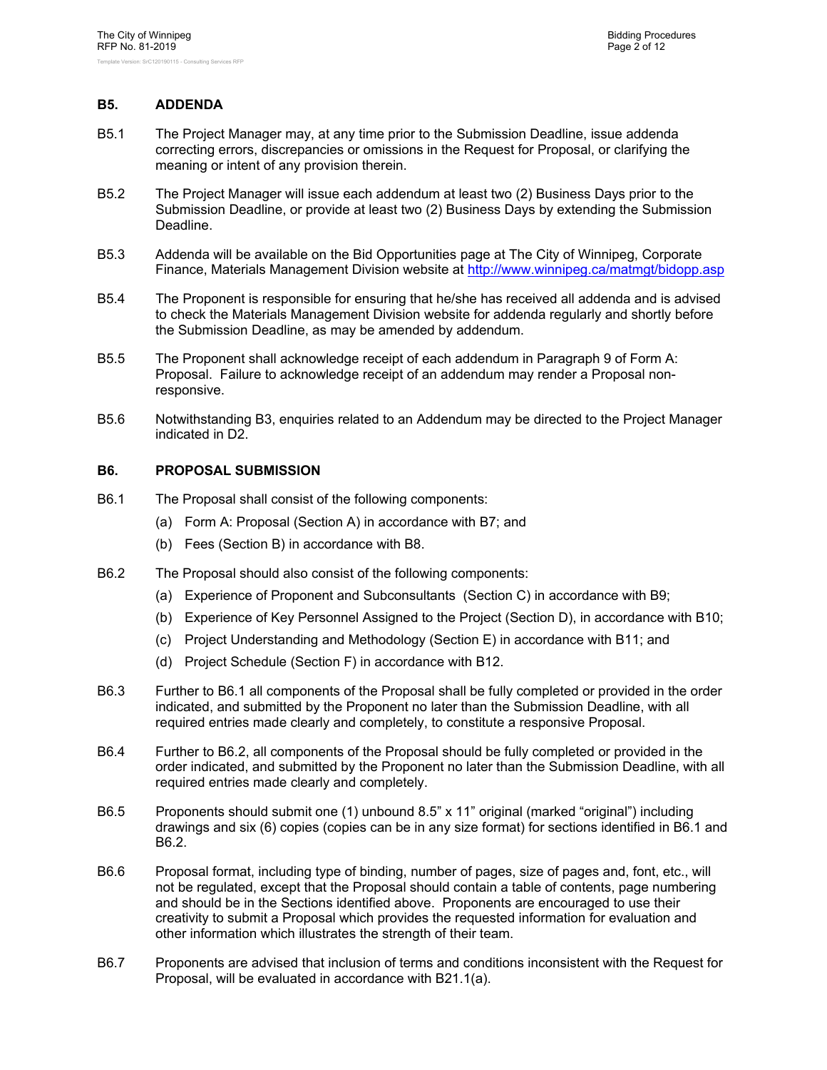## B5. ADDENDA

B5.1 The Project Manager may, at any time prior to the Submission Deadline, issue addenda correcting errors, discrepancies or omissions in the Request for Proposal, or clarifying the meaning or intent of any provision therein.

B5.2 The Project Manager will issue each addendum at least two (2) Business Days prior to the Submission Deadline, or provide at least two (2) Business Days by extending the Submission Deadline.

B5.3 Addenda will be available on the Bid Opportunities page at The City of Winnipeg, Corporate Finance, Materials Management Division website at http://www.winnipeg.ca/matmgt/bidopp.asp

B5.4 The Proponent is responsible for ensuring that he/she has received all addenda and is advised to check the Materials Management Division website for addenda regularly and shortly before the Submission Deadline, as may be amended by addendum.

B5.5 The Proponent shall acknowledge receipt of each addendum in Paragraph 9 of Form A: Proposal. Failure to acknowledge receipt of an addendum may render a Proposal non-responsive.

B5.6 Notwithstanding B3, enquiries related to an Addendum may be directed to the Project Manager indicated in D2.

## B6. PROPOSAL SUBMISSION

B6.1 The Proposal shall consist of the following components:

(a) Form A: Proposal (Section A) in accordance with B7; and

(b) Fees (Section B) in accordance with B8.

B6.2 The Proposal should also consist of the following components:

(a) Experience of Proponent and Subconsultants (Section C) in accordance with B9;

(b) Experience of Key Personnel Assigned to the Project (Section D), in accordance with B10;

(c) Project Understanding and Methodology (Section E) in accordance with B11; and

(d) Project Schedule (Section F) in accordance with B12.

B6.3 Further to B6.1 all components of the Proposal shall be fully completed or provided in the order indicated, and submitted by the Proponent no later than the Submission Deadline, with all required entries made clearly and completely, to constitute a responsive Proposal.

B6.4 Further to B6.2, all components of the Proposal should be fully completed or provided in the order indicated, and submitted by the Proponent no later than the Submission Deadline, with all required entries made clearly and completely.

B6.5 Proponents should submit one (1) unbound 8.5" x 11" original (marked "original") including drawings and six (6) copies (copies can be in any size format) for sections identified in B6.1 and B6.2.

B6.6 Proposal format, including type of binding, number of pages, size of pages and, font, etc., will not be regulated, except that the Proposal should contain a table of contents, page numbering and should be in the Sections identified above. Proponents are encouraged to use their creativity to submit a Proposal which provides the requested information for evaluation and other information which illustrates the strength of their team.

B6.7 Proponents are advised that inclusion of terms and conditions inconsistent with the Request for Proposal, will be evaluated in accordance with B21.1(a).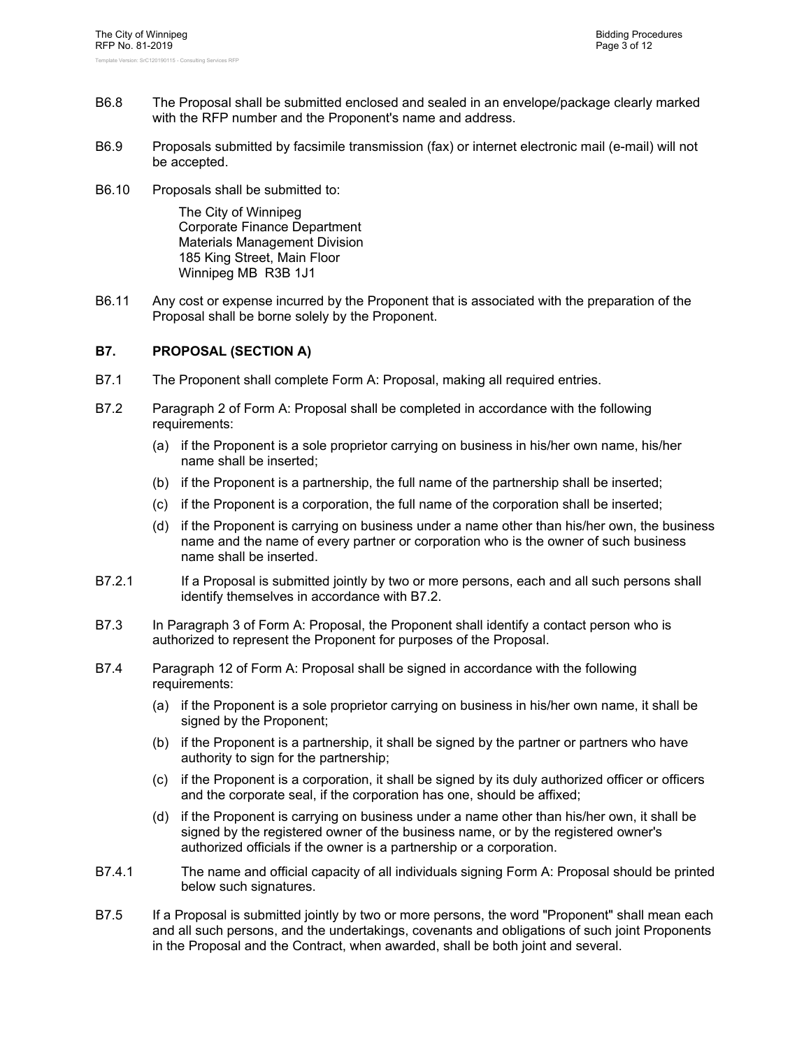B6.8 The Proposal shall be submitted enclosed and sealed in an envelope/package clearly marked with the RFP number and the Proponent's name and address.

B6.9 Proposals submitted by facsimile transmission (fax) or internet electronic mail (e-mail) will not be accepted.

B6.10 Proposals shall be submitted to:

> The City of Winnipeg
> Corporate Finance Department
> Materials Management Division
> 185 King Street, Main Floor
> Winnipeg MB R3B 1J1

B6.11 Any cost or expense incurred by the Proponent that is associated with the preparation of the Proposal shall be borne solely by the Proponent.

## B7. PROPOSAL (SECTION A)

B7.1 The Proponent shall complete Form A: Proposal, making all required entries.

B7.2 Paragraph 2 of Form A: Proposal shall be completed in accordance with the following requirements:

- (a) if the Proponent is a sole proprietor carrying on business in his/her own name, his/her name shall be inserted;
- (b) if the Proponent is a partnership, the full name of the partnership shall be inserted;
- (c) if the Proponent is a corporation, the full name of the corporation shall be inserted;
- (d) if the Proponent is carrying on business under a name other than his/her own, the business name and the name of every partner or corporation who is the owner of such business name shall be inserted.

B7.2.1 If a Proposal is submitted jointly by two or more persons, each and all such persons shall identify themselves in accordance with B7.2.

B7.3 In Paragraph 3 of Form A: Proposal, the Proponent shall identify a contact person who is authorized to represent the Proponent for purposes of the Proposal.

B7.4 Paragraph 12 of Form A: Proposal shall be signed in accordance with the following requirements:

- (a) if the Proponent is a sole proprietor carrying on business in his/her own name, it shall be signed by the Proponent;
- (b) if the Proponent is a partnership, it shall be signed by the partner or partners who have authority to sign for the partnership;
- (c) if the Proponent is a corporation, it shall be signed by its duly authorized officer or officers and the corporate seal, if the corporation has one, should be affixed;
- (d) if the Proponent is carrying on business under a name other than his/her own, it shall be signed by the registered owner of the business name, or by the registered owner's authorized officials if the owner is a partnership or a corporation.

B7.4.1 The name and official capacity of all individuals signing Form A: Proposal should be printed below such signatures.

B7.5 If a Proposal is submitted jointly by two or more persons, the word "Proponent" shall mean each and all such persons, and the undertakings, covenants and obligations of such joint Proponents in the Proposal and the Contract, when awarded, shall be both joint and several.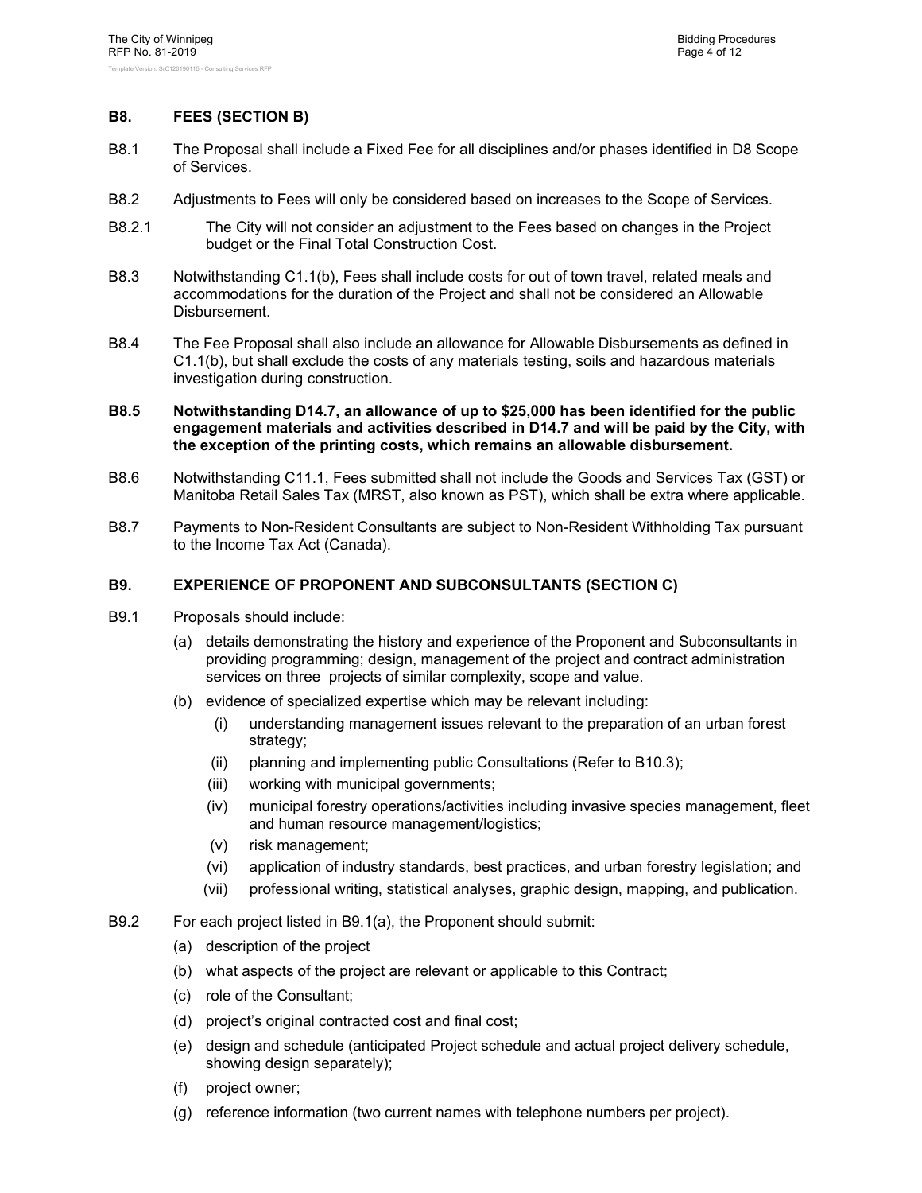## B8. FEES (SECTION B)

B8.1 The Proposal shall include a Fixed Fee for all disciplines and/or phases identified in D8 Scope of Services.

B8.2 Adjustments to Fees will only be considered based on increases to the Scope of Services.

B8.2.1 The City will not consider an adjustment to the Fees based on changes in the Project budget or the Final Total Construction Cost.

B8.3 Notwithstanding C1.1(b), Fees shall include costs for out of town travel, related meals and accommodations for the duration of the Project and shall not be considered an Allowable Disbursement.

B8.4 The Fee Proposal shall also include an allowance for Allowable Disbursements as defined in C1.1(b), but shall exclude the costs of any materials testing, soils and hazardous materials investigation during construction.

**B8.5 Notwithstanding D14.7, an allowance of up to $25,000 has been identified for the public engagement materials and activities described in D14.7 and will be paid by the City, with the exception of the printing costs, which remains an allowable disbursement.**

B8.6 Notwithstanding C11.1, Fees submitted shall not include the Goods and Services Tax (GST) or Manitoba Retail Sales Tax (MRST, also known as PST), which shall be extra where applicable.

B8.7 Payments to Non-Resident Consultants are subject to Non-Resident Withholding Tax pursuant to the Income Tax Act (Canada).

## B9. EXPERIENCE OF PROPONENT AND SUBCONSULTANTS (SECTION C)

B9.1 Proposals should include:

(a) details demonstrating the history and experience of the Proponent and Subconsultants in providing programming; design, management of the project and contract administration services on three projects of similar complexity, scope and value.

(b) evidence of specialized expertise which may be relevant including:

  (i) understanding management issues relevant to the preparation of an urban forest strategy;

  (ii) planning and implementing public Consultations (Refer to B10.3);

  (iii) working with municipal governments;

  (iv) municipal forestry operations/activities including invasive species management, fleet and human resource management/logistics;

  (v) risk management;

  (vi) application of industry standards, best practices, and urban forestry legislation; and

  (vii) professional writing, statistical analyses, graphic design, mapping, and publication.

B9.2 For each project listed in B9.1(a), the Proponent should submit:

(a) description of the project

(b) what aspects of the project are relevant or applicable to this Contract;

(c) role of the Consultant;

(d) project's original contracted cost and final cost;

(e) design and schedule (anticipated Project schedule and actual project delivery schedule, showing design separately);

(f) project owner;

(g) reference information (two current names with telephone numbers per project).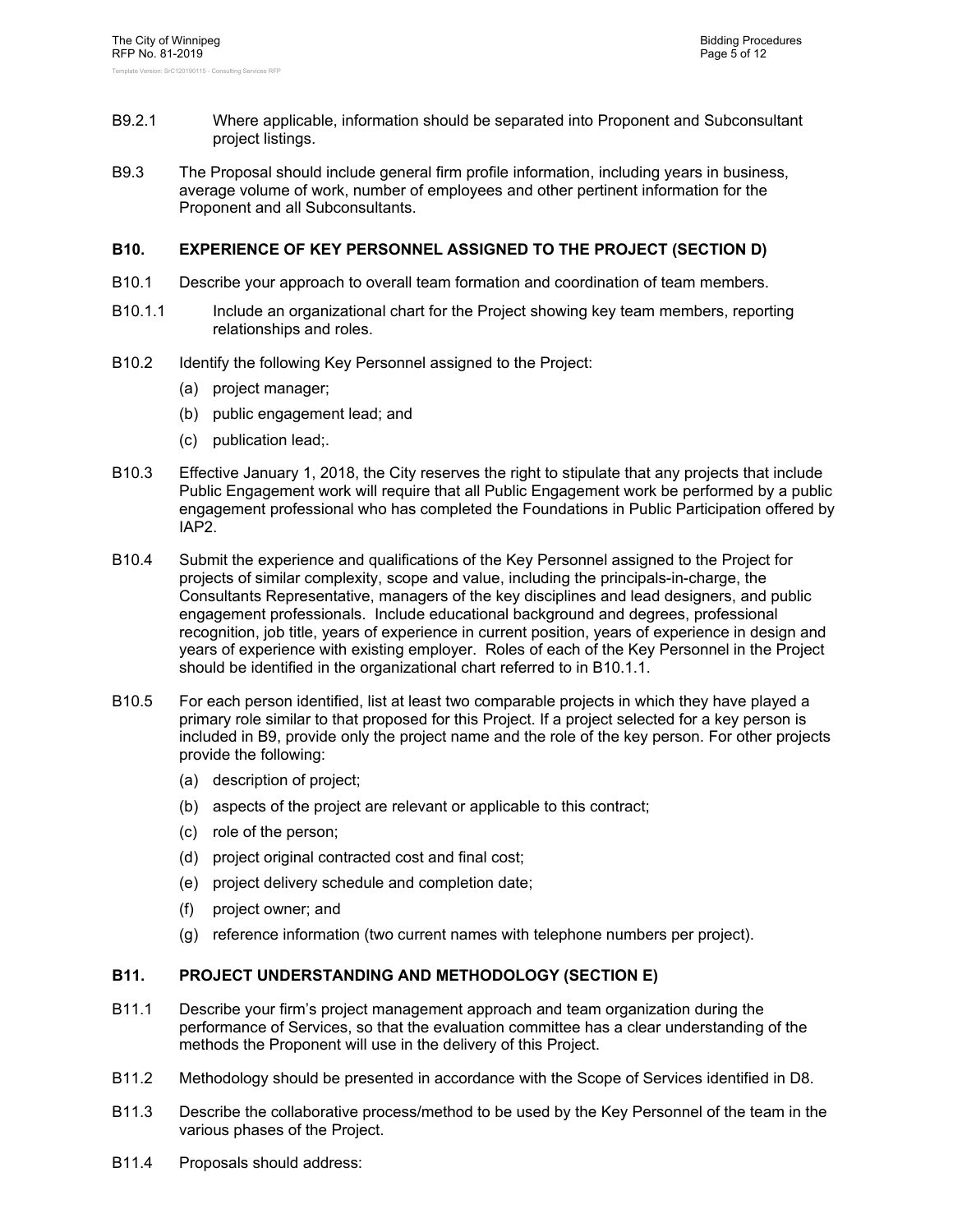B9.2.1 Where applicable, information should be separated into Proponent and Subconsultant project listings.

B9.3 The Proposal should include general firm profile information, including years in business, average volume of work, number of employees and other pertinent information for the Proponent and all Subconsultants.

## B10. EXPERIENCE OF KEY PERSONNEL ASSIGNED TO THE PROJECT (SECTION D)

B10.1 Describe your approach to overall team formation and coordination of team members.

B10.1.1 Include an organizational chart for the Project showing key team members, reporting relationships and roles.

B10.2 Identify the following Key Personnel assigned to the Project:

- (a) project manager;
- (b) public engagement lead; and
- (c) publication lead;.

B10.3 Effective January 1, 2018, the City reserves the right to stipulate that any projects that include Public Engagement work will require that all Public Engagement work be performed by a public engagement professional who has completed the Foundations in Public Participation offered by IAP2.

B10.4 Submit the experience and qualifications of the Key Personnel assigned to the Project for projects of similar complexity, scope and value, including the principals-in-charge, the Consultants Representative, managers of the key disciplines and lead designers, and public engagement professionals. Include educational background and degrees, professional recognition, job title, years of experience in current position, years of experience in design and years of experience with existing employer. Roles of each of the Key Personnel in the Project should be identified in the organizational chart referred to in B10.1.1.

B10.5 For each person identified, list at least two comparable projects in which they have played a primary role similar to that proposed for this Project. If a project selected for a key person is included in B9, provide only the project name and the role of the key person. For other projects provide the following:

- (a) description of project;
- (b) aspects of the project are relevant or applicable to this contract;
- (c) role of the person;
- (d) project original contracted cost and final cost;
- (e) project delivery schedule and completion date;
- (f) project owner; and
- (g) reference information (two current names with telephone numbers per project).

## B11. PROJECT UNDERSTANDING AND METHODOLOGY (SECTION E)

B11.1 Describe your firm's project management approach and team organization during the performance of Services, so that the evaluation committee has a clear understanding of the methods the Proponent will use in the delivery of this Project.

B11.2 Methodology should be presented in accordance with the Scope of Services identified in D8.

B11.3 Describe the collaborative process/method to be used by the Key Personnel of the team in the various phases of the Project.

B11.4 Proposals should address: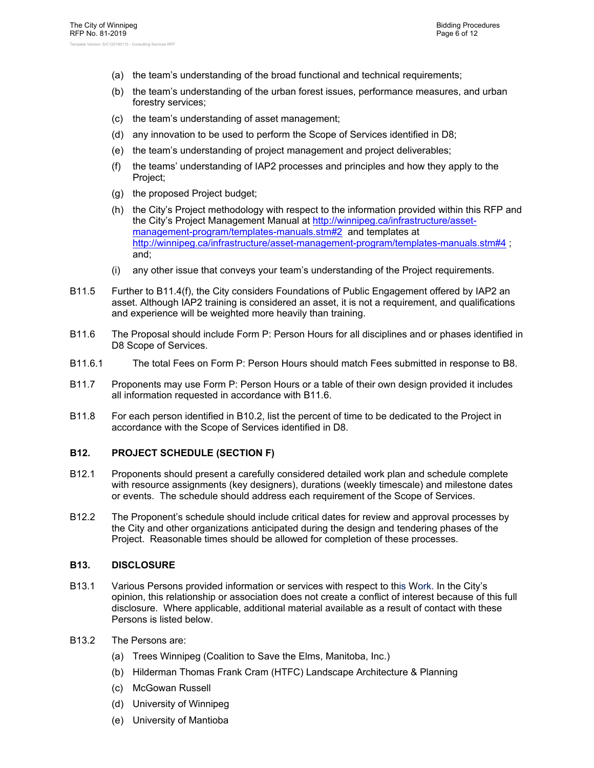(a) the team's understanding of the broad functional and technical requirements;

(b) the team's understanding of the urban forest issues, performance measures, and urban forestry services;

(c) the team's understanding of asset management;

(d) any innovation to be used to perform the Scope of Services identified in D8;

(e) the team's understanding of project management and project deliverables;

(f) the teams' understanding of IAP2 processes and principles and how they apply to the Project;

(g) the proposed Project budget;

(h) the City's Project methodology with respect to the information provided within this RFP and the City's Project Management Manual at http://winnipeg.ca/infrastructure/asset-management-program/templates-manuals.stm#2 and templates at http://winnipeg.ca/infrastructure/asset-management-program/templates-manuals.stm#4 ; and;

(i) any other issue that conveys your team's understanding of the Project requirements.

B11.5 Further to B11.4(f), the City considers Foundations of Public Engagement offered by IAP2 an asset. Although IAP2 training is considered an asset, it is not a requirement, and qualifications and experience will be weighted more heavily than training.

B11.6 The Proposal should include Form P: Person Hours for all disciplines and or phases identified in D8 Scope of Services.

B11.6.1 The total Fees on Form P: Person Hours should match Fees submitted in response to B8.

B11.7 Proponents may use Form P: Person Hours or a table of their own design provided it includes all information requested in accordance with B11.6.

B11.8 For each person identified in B10.2, list the percent of time to be dedicated to the Project in accordance with the Scope of Services identified in D8.

## B12. PROJECT SCHEDULE (SECTION F)

B12.1 Proponents should present a carefully considered detailed work plan and schedule complete with resource assignments (key designers), durations (weekly timescale) and milestone dates or events. The schedule should address each requirement of the Scope of Services.

B12.2 The Proponent's schedule should include critical dates for review and approval processes by the City and other organizations anticipated during the design and tendering phases of the Project. Reasonable times should be allowed for completion of these processes.

## B13. DISCLOSURE

B13.1 Various Persons provided information or services with respect to this Work. In the City's opinion, this relationship or association does not create a conflict of interest because of this full disclosure. Where applicable, additional material available as a result of contact with these Persons is listed below.

B13.2 The Persons are:

(a) Trees Winnipeg (Coalition to Save the Elms, Manitoba, Inc.)

(b) Hilderman Thomas Frank Cram (HTFC) Landscape Architecture & Planning

(c) McGowan Russell

(d) University of Winnipeg

(e) University of Mantioba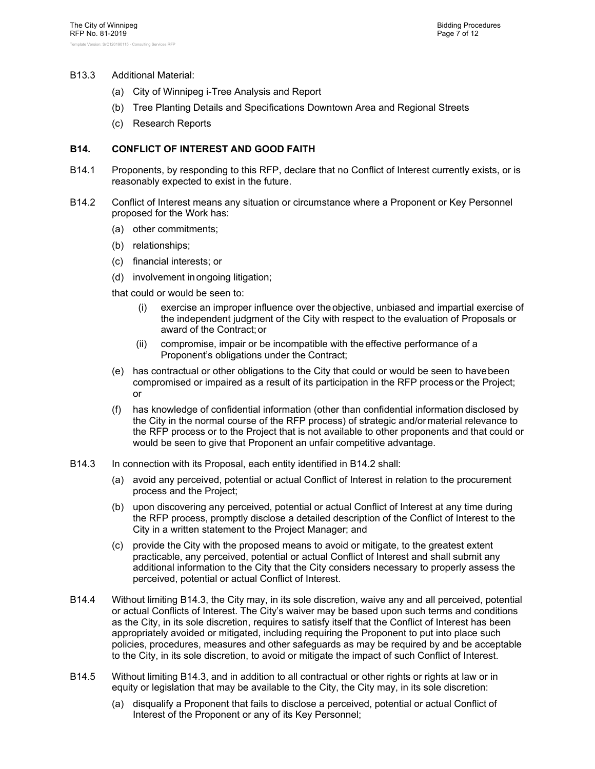B13.3 Additional Material:

(a) City of Winnipeg i-Tree Analysis and Report

(b) Tree Planting Details and Specifications Downtown Area and Regional Streets

(c) Research Reports

## B14. CONFLICT OF INTEREST AND GOOD FAITH

B14.1 Proponents, by responding to this RFP, declare that no Conflict of Interest currently exists, or is reasonably expected to exist in the future.

B14.2 Conflict of Interest means any situation or circumstance where a Proponent or Key Personnel proposed for the Work has:

(a) other commitments;

(b) relationships;

(c) financial interests; or

(d) involvement in ongoing litigation;

that could or would be seen to:

(i) exercise an improper influence over the objective, unbiased and impartial exercise of the independent judgment of the City with respect to the evaluation of Proposals or award of the Contract; or

(ii) compromise, impair or be incompatible with the effective performance of a Proponent's obligations under the Contract;

(e) has contractual or other obligations to the City that could or would be seen to have been compromised or impaired as a result of its participation in the RFP process or the Project; or

(f) has knowledge of confidential information (other than confidential information disclosed by the City in the normal course of the RFP process) of strategic and/or material relevance to the RFP process or to the Project that is not available to other proponents and that could or would be seen to give that Proponent an unfair competitive advantage.

B14.3 In connection with its Proposal, each entity identified in B14.2 shall:

(a) avoid any perceived, potential or actual Conflict of Interest in relation to the procurement process and the Project;

(b) upon discovering any perceived, potential or actual Conflict of Interest at any time during the RFP process, promptly disclose a detailed description of the Conflict of Interest to the City in a written statement to the Project Manager; and

(c) provide the City with the proposed means to avoid or mitigate, to the greatest extent practicable, any perceived, potential or actual Conflict of Interest and shall submit any additional information to the City that the City considers necessary to properly assess the perceived, potential or actual Conflict of Interest.

B14.4 Without limiting B14.3, the City may, in its sole discretion, waive any and all perceived, potential or actual Conflicts of Interest. The City's waiver may be based upon such terms and conditions as the City, in its sole discretion, requires to satisfy itself that the Conflict of Interest has been appropriately avoided or mitigated, including requiring the Proponent to put into place such policies, procedures, measures and other safeguards as may be required by and be acceptable to the City, in its sole discretion, to avoid or mitigate the impact of such Conflict of Interest.

B14.5 Without limiting B14.3, and in addition to all contractual or other rights or rights at law or in equity or legislation that may be available to the City, the City may, in its sole discretion:

(a) disqualify a Proponent that fails to disclose a perceived, potential or actual Conflict of Interest of the Proponent or any of its Key Personnel;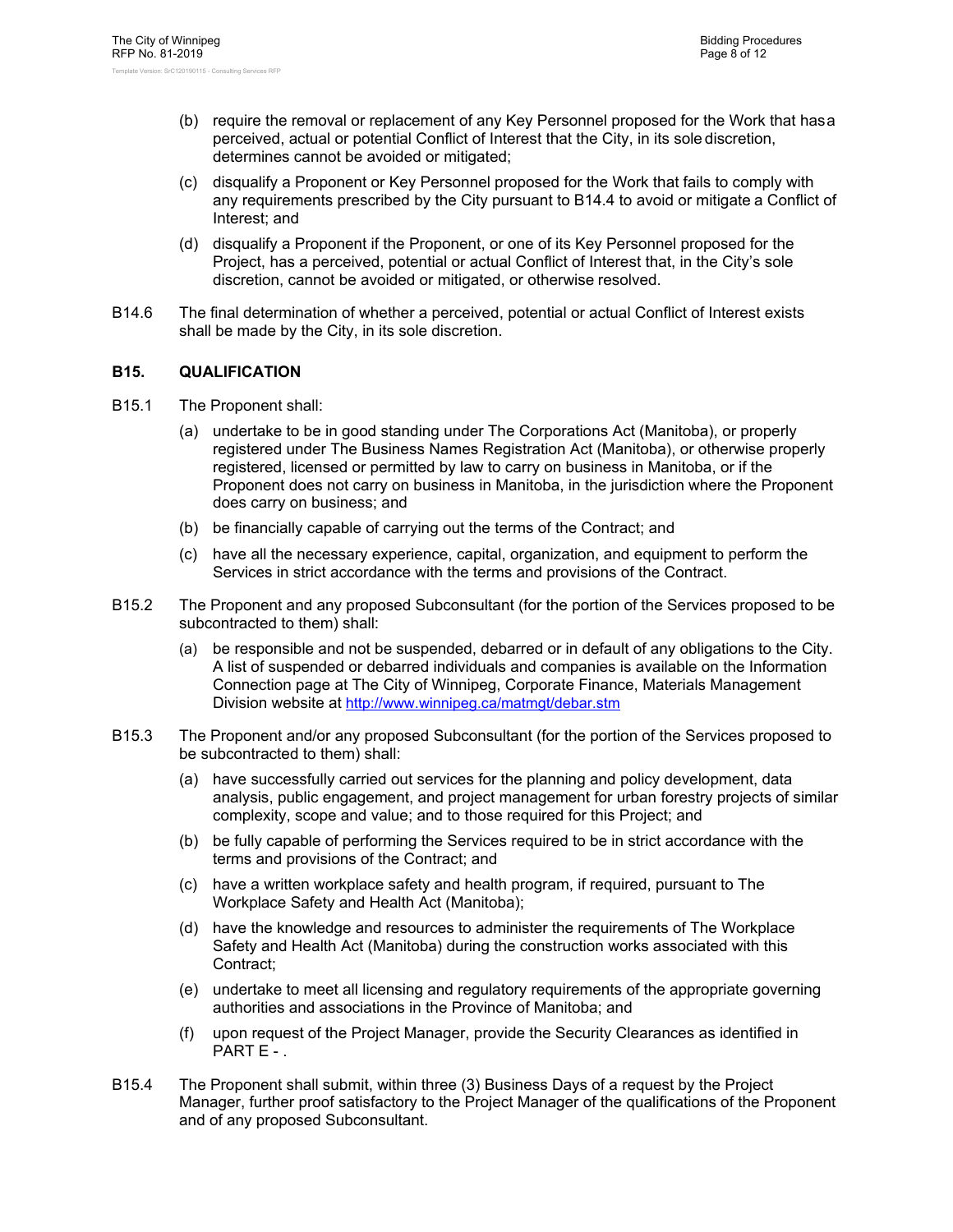(b) require the removal or replacement of any Key Personnel proposed for the Work that has a perceived, actual or potential Conflict of Interest that the City, in its sole discretion, determines cannot be avoided or mitigated;

(c) disqualify a Proponent or Key Personnel proposed for the Work that fails to comply with any requirements prescribed by the City pursuant to B14.4 to avoid or mitigate a Conflict of Interest; and

(d) disqualify a Proponent if the Proponent, or one of its Key Personnel proposed for the Project, has a perceived, potential or actual Conflict of Interest that, in the City's sole discretion, cannot be avoided or mitigated, or otherwise resolved.

B14.6 The final determination of whether a perceived, potential or actual Conflict of Interest exists shall be made by the City, in its sole discretion.

## B15. QUALIFICATION

B15.1 The Proponent shall:

(a) undertake to be in good standing under The Corporations Act (Manitoba), or properly registered under The Business Names Registration Act (Manitoba), or otherwise properly registered, licensed or permitted by law to carry on business in Manitoba, or if the Proponent does not carry on business in Manitoba, in the jurisdiction where the Proponent does carry on business; and

(b) be financially capable of carrying out the terms of the Contract; and

(c) have all the necessary experience, capital, organization, and equipment to perform the Services in strict accordance with the terms and provisions of the Contract.

B15.2 The Proponent and any proposed Subconsultant (for the portion of the Services proposed to be subcontracted to them) shall:

(a) be responsible and not be suspended, debarred or in default of any obligations to the City. A list of suspended or debarred individuals and companies is available on the Information Connection page at The City of Winnipeg, Corporate Finance, Materials Management Division website at http://www.winnipeg.ca/matmgt/debar.stm

B15.3 The Proponent and/or any proposed Subconsultant (for the portion of the Services proposed to be subcontracted to them) shall:

(a) have successfully carried out services for the planning and policy development, data analysis, public engagement, and project management for urban forestry projects of similar complexity, scope and value; and to those required for this Project; and

(b) be fully capable of performing the Services required to be in strict accordance with the terms and provisions of the Contract; and

(c) have a written workplace safety and health program, if required, pursuant to The Workplace Safety and Health Act (Manitoba);

(d) have the knowledge and resources to administer the requirements of The Workplace Safety and Health Act (Manitoba) during the construction works associated with this Contract;

(e) undertake to meet all licensing and regulatory requirements of the appropriate governing authorities and associations in the Province of Manitoba; and

(f) upon request of the Project Manager, provide the Security Clearances as identified in PART E - .

B15.4 The Proponent shall submit, within three (3) Business Days of a request by the Project Manager, further proof satisfactory to the Project Manager of the qualifications of the Proponent and of any proposed Subconsultant.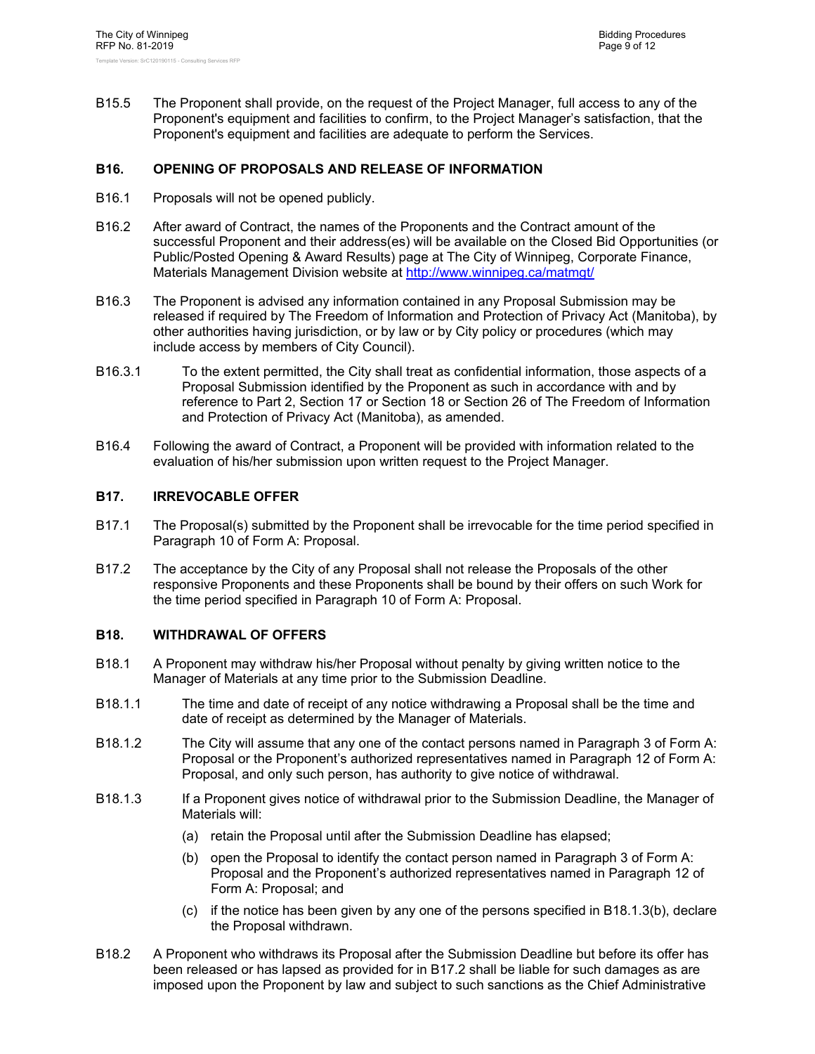B15.5 The Proponent shall provide, on the request of the Project Manager, full access to any of the Proponent's equipment and facilities to confirm, to the Project Manager's satisfaction, that the Proponent's equipment and facilities are adequate to perform the Services.

## B16. OPENING OF PROPOSALS AND RELEASE OF INFORMATION

B16.1 Proposals will not be opened publicly.

B16.2 After award of Contract, the names of the Proponents and the Contract amount of the successful Proponent and their address(es) will be available on the Closed Bid Opportunities (or Public/Posted Opening & Award Results) page at The City of Winnipeg, Corporate Finance, Materials Management Division website at http://www.winnipeg.ca/matmgt/

B16.3 The Proponent is advised any information contained in any Proposal Submission may be released if required by The Freedom of Information and Protection of Privacy Act (Manitoba), by other authorities having jurisdiction, or by law or by City policy or procedures (which may include access by members of City Council).

B16.3.1 To the extent permitted, the City shall treat as confidential information, those aspects of a Proposal Submission identified by the Proponent as such in accordance with and by reference to Part 2, Section 17 or Section 18 or Section 26 of The Freedom of Information and Protection of Privacy Act (Manitoba), as amended.

B16.4 Following the award of Contract, a Proponent will be provided with information related to the evaluation of his/her submission upon written request to the Project Manager.

## B17. IRREVOCABLE OFFER

B17.1 The Proposal(s) submitted by the Proponent shall be irrevocable for the time period specified in Paragraph 10 of Form A: Proposal.

B17.2 The acceptance by the City of any Proposal shall not release the Proposals of the other responsive Proponents and these Proponents shall be bound by their offers on such Work for the time period specified in Paragraph 10 of Form A: Proposal.

## B18. WITHDRAWAL OF OFFERS

B18.1 A Proponent may withdraw his/her Proposal without penalty by giving written notice to the Manager of Materials at any time prior to the Submission Deadline.

B18.1.1 The time and date of receipt of any notice withdrawing a Proposal shall be the time and date of receipt as determined by the Manager of Materials.

B18.1.2 The City will assume that any one of the contact persons named in Paragraph 3 of Form A: Proposal or the Proponent's authorized representatives named in Paragraph 12 of Form A: Proposal, and only such person, has authority to give notice of withdrawal.

B18.1.3 If a Proponent gives notice of withdrawal prior to the Submission Deadline, the Manager of Materials will:

(a) retain the Proposal until after the Submission Deadline has elapsed;

(b) open the Proposal to identify the contact person named in Paragraph 3 of Form A: Proposal and the Proponent's authorized representatives named in Paragraph 12 of Form A: Proposal; and

(c) if the notice has been given by any one of the persons specified in B18.1.3(b), declare the Proposal withdrawn.

B18.2 A Proponent who withdraws its Proposal after the Submission Deadline but before its offer has been released or has lapsed as provided for in B17.2 shall be liable for such damages as are imposed upon the Proponent by law and subject to such sanctions as the Chief Administrative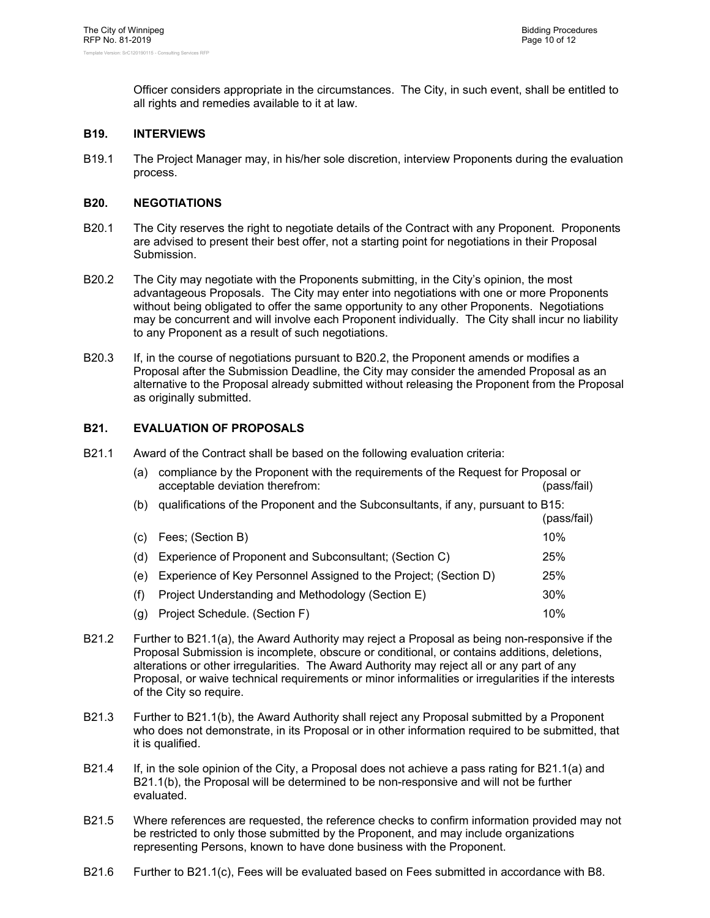Officer considers appropriate in the circumstances. The City, in such event, shall be entitled to all rights and remedies available to it at law.

### B19. INTERVIEWS

B19.1 The Project Manager may, in his/her sole discretion, interview Proponents during the evaluation process.

### B20. NEGOTIATIONS

B20.1 The City reserves the right to negotiate details of the Contract with any Proponent. Proponents are advised to present their best offer, not a starting point for negotiations in their Proposal Submission.

B20.2 The City may negotiate with the Proponents submitting, in the City's opinion, the most advantageous Proposals. The City may enter into negotiations with one or more Proponents without being obligated to offer the same opportunity to any other Proponents. Negotiations may be concurrent and will involve each Proponent individually. The City shall incur no liability to any Proponent as a result of such negotiations.

B20.3 If, in the course of negotiations pursuant to B20.2, the Proponent amends or modifies a Proposal after the Submission Deadline, the City may consider the amended Proposal as an alternative to the Proposal already submitted without releasing the Proponent from the Proposal as originally submitted.

### B21. EVALUATION OF PROPOSALS

B21.1 Award of the Contract shall be based on the following evaluation criteria:

(a) compliance by the Proponent with the requirements of the Request for Proposal or acceptable deviation therefrom: (pass/fail)

(b) qualifications of the Proponent and the Subconsultants, if any, pursuant to B15: (pass/fail)

(c) Fees; (Section B) 10%

(d) Experience of Proponent and Subconsultant; (Section C) 25%

(e) Experience of Key Personnel Assigned to the Project; (Section D) 25%

(f) Project Understanding and Methodology (Section E) 30%

(g) Project Schedule. (Section F) 10%

B21.2 Further to B21.1(a), the Award Authority may reject a Proposal as being non-responsive if the Proposal Submission is incomplete, obscure or conditional, or contains additions, deletions, alterations or other irregularities. The Award Authority may reject all or any part of any Proposal, or waive technical requirements or minor informalities or irregularities if the interests of the City so require.

B21.3 Further to B21.1(b), the Award Authority shall reject any Proposal submitted by a Proponent who does not demonstrate, in its Proposal or in other information required to be submitted, that it is qualified.

B21.4 If, in the sole opinion of the City, a Proposal does not achieve a pass rating for B21.1(a) and B21.1(b), the Proposal will be determined to be non-responsive and will not be further evaluated.

B21.5 Where references are requested, the reference checks to confirm information provided may not be restricted to only those submitted by the Proponent, and may include organizations representing Persons, known to have done business with the Proponent.

B21.6 Further to B21.1(c), Fees will be evaluated based on Fees submitted in accordance with B8.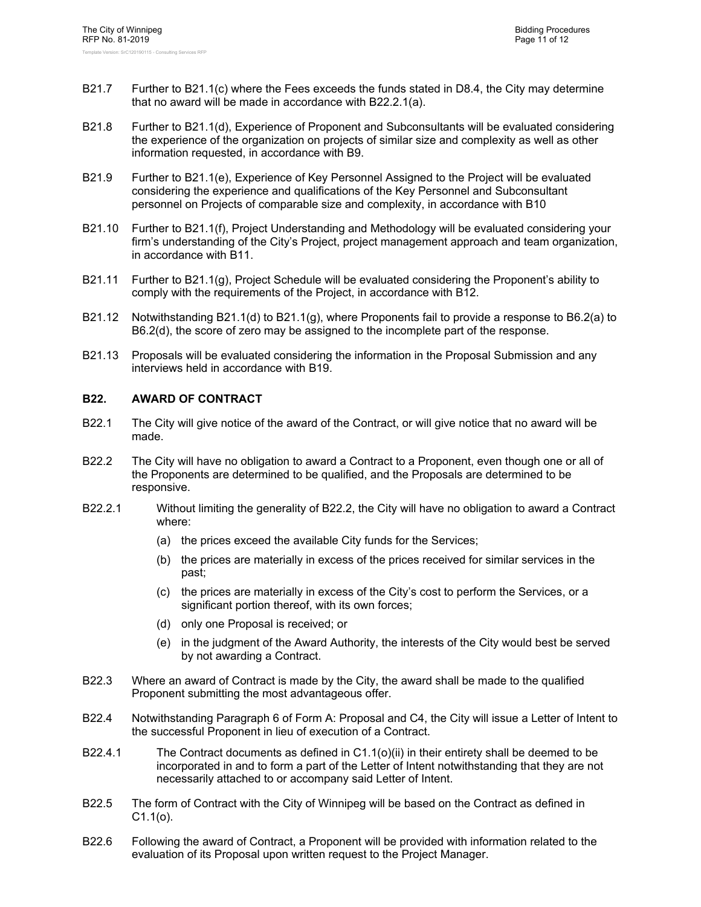B21.7 Further to B21.1(c) where the Fees exceeds the funds stated in D8.4, the City may determine that no award will be made in accordance with B22.2.1(a).

B21.8 Further to B21.1(d), Experience of Proponent and Subconsultants will be evaluated considering the experience of the organization on projects of similar size and complexity as well as other information requested, in accordance with B9.

B21.9 Further to B21.1(e), Experience of Key Personnel Assigned to the Project will be evaluated considering the experience and qualifications of the Key Personnel and Subconsultant personnel on Projects of comparable size and complexity, in accordance with B10

B21.10 Further to B21.1(f), Project Understanding and Methodology will be evaluated considering your firm's understanding of the City's Project, project management approach and team organization, in accordance with B11.

B21.11 Further to B21.1(g), Project Schedule will be evaluated considering the Proponent's ability to comply with the requirements of the Project, in accordance with B12.

B21.12 Notwithstanding B21.1(d) to B21.1(g), where Proponents fail to provide a response to B6.2(a) to B6.2(d), the score of zero may be assigned to the incomplete part of the response.

B21.13 Proposals will be evaluated considering the information in the Proposal Submission and any interviews held in accordance with B19.

## B22. AWARD OF CONTRACT

B22.1 The City will give notice of the award of the Contract, or will give notice that no award will be made.

B22.2 The City will have no obligation to award a Contract to a Proponent, even though one or all of the Proponents are determined to be qualified, and the Proposals are determined to be responsive.

B22.2.1 Without limiting the generality of B22.2, the City will have no obligation to award a Contract where:

(a) the prices exceed the available City funds for the Services;

(b) the prices are materially in excess of the prices received for similar services in the past;

(c) the prices are materially in excess of the City's cost to perform the Services, or a significant portion thereof, with its own forces;

(d) only one Proposal is received; or

(e) in the judgment of the Award Authority, the interests of the City would best be served by not awarding a Contract.

B22.3 Where an award of Contract is made by the City, the award shall be made to the qualified Proponent submitting the most advantageous offer.

B22.4 Notwithstanding Paragraph 6 of Form A: Proposal and C4, the City will issue a Letter of Intent to the successful Proponent in lieu of execution of a Contract.

B22.4.1 The Contract documents as defined in C1.1(o)(ii) in their entirety shall be deemed to be incorporated in and to form a part of the Letter of Intent notwithstanding that they are not necessarily attached to or accompany said Letter of Intent.

B22.5 The form of Contract with the City of Winnipeg will be based on the Contract as defined in C1.1(o).

B22.6 Following the award of Contract, a Proponent will be provided with information related to the evaluation of its Proposal upon written request to the Project Manager.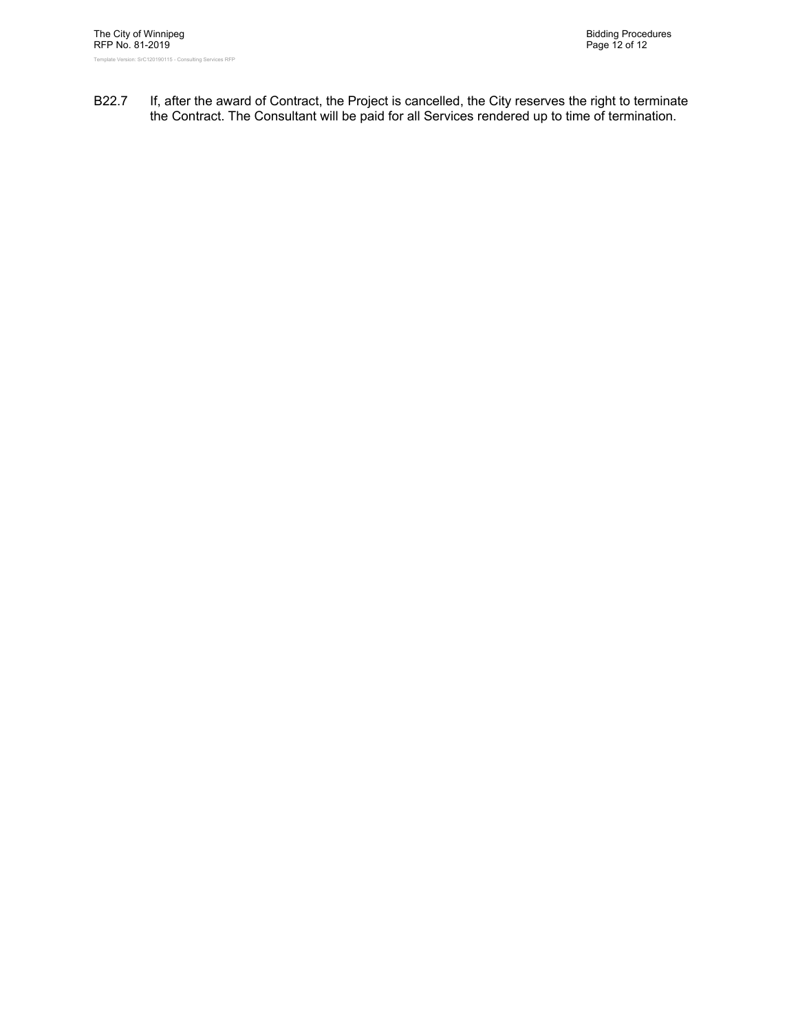B22.7 If, after the award of Contract, the Project is cancelled, the City reserves the right to terminate the Contract. The Consultant will be paid for all Services rendered up to time of termination.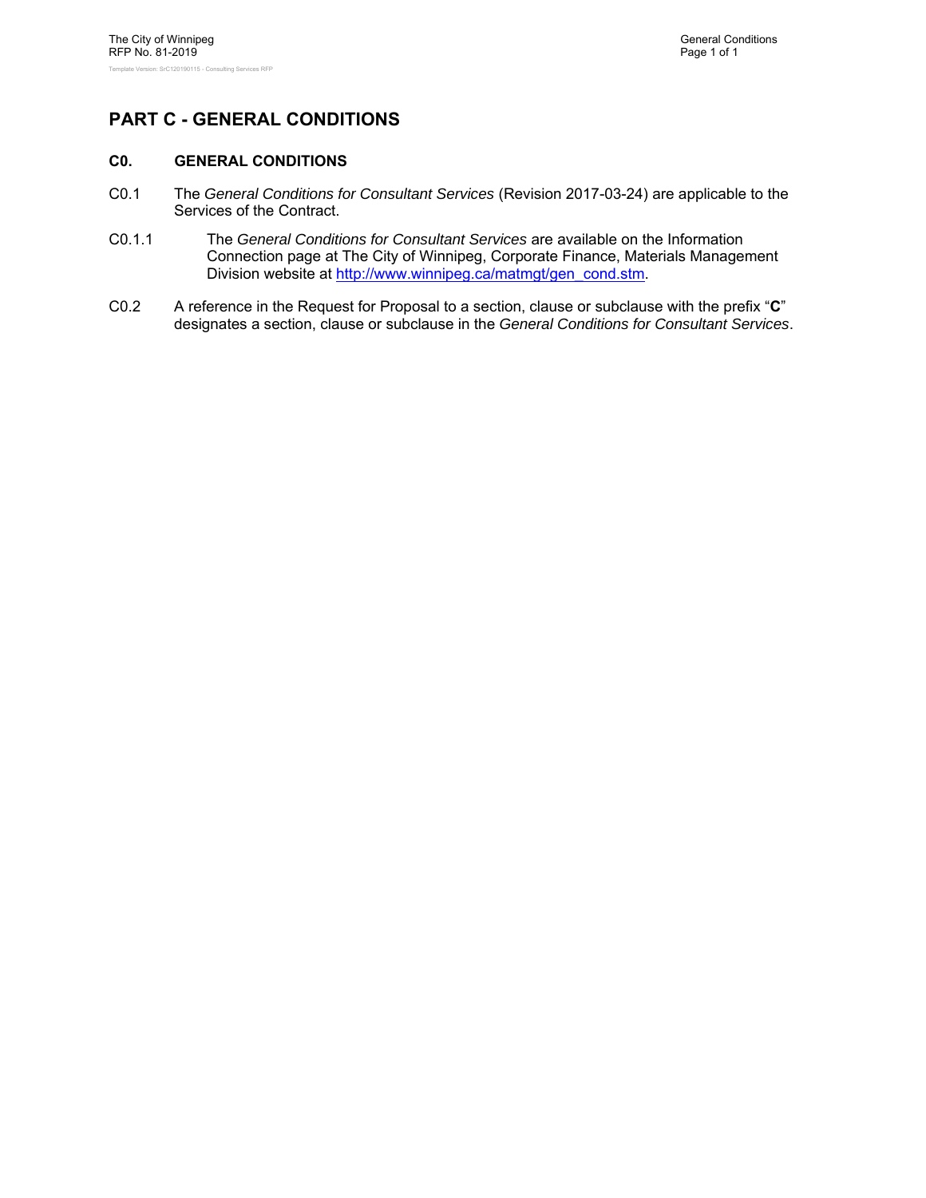# PART C - GENERAL CONDITIONS

## C0. GENERAL CONDITIONS

C0.1 The *General Conditions for Consultant Services* (Revision 2017-03-24) are applicable to the Services of the Contract.

C0.1.1 The *General Conditions for Consultant Services* are available on the Information Connection page at The City of Winnipeg, Corporate Finance, Materials Management Division website at [http://www.winnipeg.ca/matmgt/gen_cond.stm](http://www.winnipeg.ca/matmgt/gen_cond.stm).

C0.2 A reference in the Request for Proposal to a section, clause or subclause with the prefix "**C**" designates a section, clause or subclause in the *General Conditions for Consultant Services*.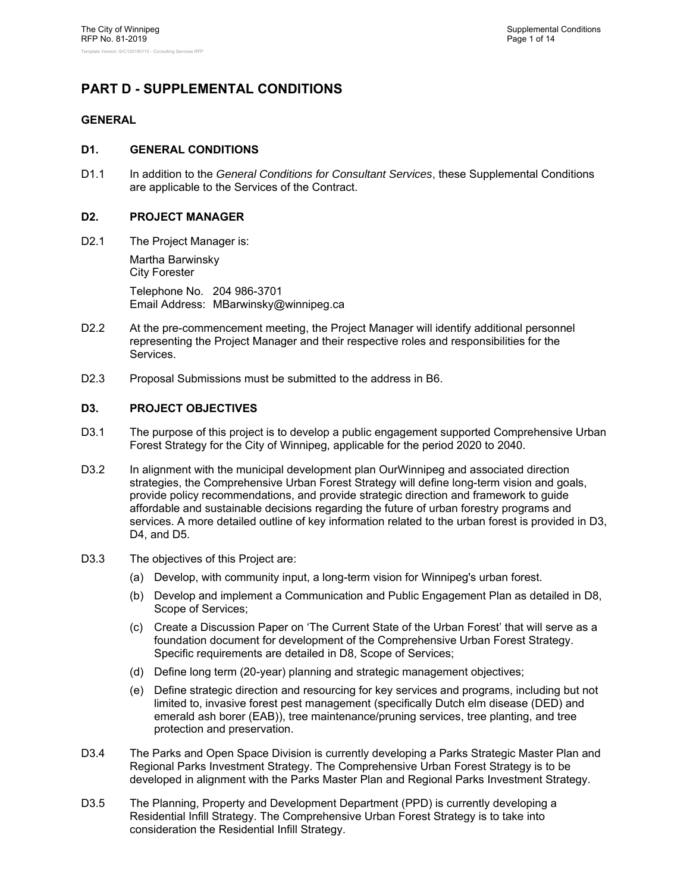# PART D - SUPPLEMENTAL CONDITIONS

## GENERAL

### D1. GENERAL CONDITIONS

D1.1 In addition to the *General Conditions for Consultant Services*, these Supplemental Conditions are applicable to the Services of the Contract.

### D2. PROJECT MANAGER

D2.1 The Project Manager is:

Martha Barwinsky
City Forester

Telephone No. 204 986-3701
Email Address: MBarwinsky@winnipeg.ca

D2.2 At the pre-commencement meeting, the Project Manager will identify additional personnel representing the Project Manager and their respective roles and responsibilities for the Services.

D2.3 Proposal Submissions must be submitted to the address in B6.

### D3. PROJECT OBJECTIVES

D3.1 The purpose of this project is to develop a public engagement supported Comprehensive Urban Forest Strategy for the City of Winnipeg, applicable for the period 2020 to 2040.

D3.2 In alignment with the municipal development plan OurWinnipeg and associated direction strategies, the Comprehensive Urban Forest Strategy will define long-term vision and goals, provide policy recommendations, and provide strategic direction and framework to guide affordable and sustainable decisions regarding the future of urban forestry programs and services. A more detailed outline of key information related to the urban forest is provided in D3, D4, and D5.

D3.3 The objectives of this Project are:

(a) Develop, with community input, a long-term vision for Winnipeg's urban forest.

(b) Develop and implement a Communication and Public Engagement Plan as detailed in D8, Scope of Services;

(c) Create a Discussion Paper on 'The Current State of the Urban Forest' that will serve as a foundation document for development of the Comprehensive Urban Forest Strategy. Specific requirements are detailed in D8, Scope of Services;

(d) Define long term (20-year) planning and strategic management objectives;

(e) Define strategic direction and resourcing for key services and programs, including but not limited to, invasive forest pest management (specifically Dutch elm disease (DED) and emerald ash borer (EAB)), tree maintenance/pruning services, tree planting, and tree protection and preservation.

D3.4 The Parks and Open Space Division is currently developing a Parks Strategic Master Plan and Regional Parks Investment Strategy. The Comprehensive Urban Forest Strategy is to be developed in alignment with the Parks Master Plan and Regional Parks Investment Strategy.

D3.5 The Planning, Property and Development Department (PPD) is currently developing a Residential Infill Strategy. The Comprehensive Urban Forest Strategy is to take into consideration the Residential Infill Strategy.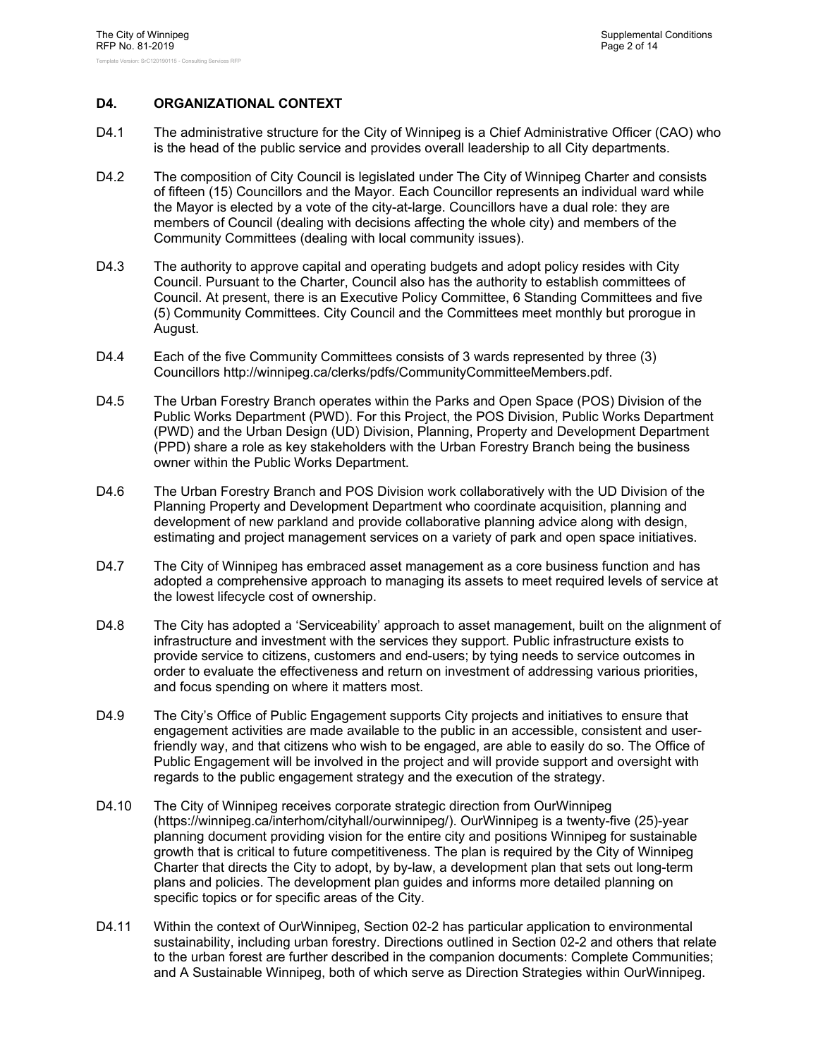## D4. ORGANIZATIONAL CONTEXT

D4.1 The administrative structure for the City of Winnipeg is a Chief Administrative Officer (CAO) who is the head of the public service and provides overall leadership to all City departments.

D4.2 The composition of City Council is legislated under The City of Winnipeg Charter and consists of fifteen (15) Councillors and the Mayor. Each Councillor represents an individual ward while the Mayor is elected by a vote of the city-at-large. Councillors have a dual role: they are members of Council (dealing with decisions affecting the whole city) and members of the Community Committees (dealing with local community issues).

D4.3 The authority to approve capital and operating budgets and adopt policy resides with City Council. Pursuant to the Charter, Council also has the authority to establish committees of Council. At present, there is an Executive Policy Committee, 6 Standing Committees and five (5) Community Committees. City Council and the Committees meet monthly but prorogue in August.

D4.4 Each of the five Community Committees consists of 3 wards represented by three (3) Councillors http://winnipeg.ca/clerks/pdfs/CommunityCommitteeMembers.pdf.

D4.5 The Urban Forestry Branch operates within the Parks and Open Space (POS) Division of the Public Works Department (PWD). For this Project, the POS Division, Public Works Department (PWD) and the Urban Design (UD) Division, Planning, Property and Development Department (PPD) share a role as key stakeholders with the Urban Forestry Branch being the business owner within the Public Works Department.

D4.6 The Urban Forestry Branch and POS Division work collaboratively with the UD Division of the Planning Property and Development Department who coordinate acquisition, planning and development of new parkland and provide collaborative planning advice along with design, estimating and project management services on a variety of park and open space initiatives.

D4.7 The City of Winnipeg has embraced asset management as a core business function and has adopted a comprehensive approach to managing its assets to meet required levels of service at the lowest lifecycle cost of ownership.

D4.8 The City has adopted a 'Serviceability' approach to asset management, built on the alignment of infrastructure and investment with the services they support. Public infrastructure exists to provide service to citizens, customers and end-users; by tying needs to service outcomes in order to evaluate the effectiveness and return on investment of addressing various priorities, and focus spending on where it matters most.

D4.9 The City's Office of Public Engagement supports City projects and initiatives to ensure that engagement activities are made available to the public in an accessible, consistent and user-friendly way, and that citizens who wish to be engaged, are able to easily do so. The Office of Public Engagement will be involved in the project and will provide support and oversight with regards to the public engagement strategy and the execution of the strategy.

D4.10 The City of Winnipeg receives corporate strategic direction from OurWinnipeg (https://winnipeg.ca/interhom/cityhall/ourwinnipeg/). OurWinnipeg is a twenty-five (25)-year planning document providing vision for the entire city and positions Winnipeg for sustainable growth that is critical to future competitiveness. The plan is required by the City of Winnipeg Charter that directs the City to adopt, by by-law, a development plan that sets out long-term plans and policies. The development plan guides and informs more detailed planning on specific topics or for specific areas of the City.

D4.11 Within the context of OurWinnipeg, Section 02-2 has particular application to environmental sustainability, including urban forestry. Directions outlined in Section 02-2 and others that relate to the urban forest are further described in the companion documents: Complete Communities; and A Sustainable Winnipeg, both of which serve as Direction Strategies within OurWinnipeg.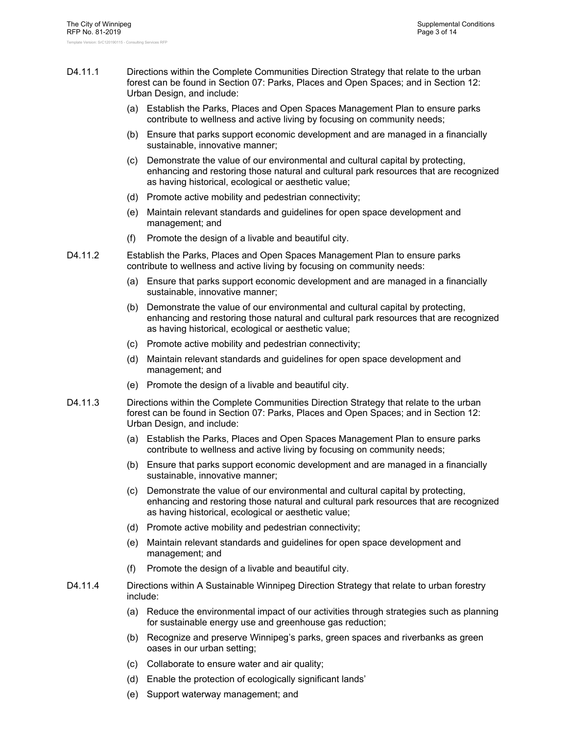D4.11.1 Directions within the Complete Communities Direction Strategy that relate to the urban forest can be found in Section 07: Parks, Places and Open Spaces; and in Section 12: Urban Design, and include:

(a) Establish the Parks, Places and Open Spaces Management Plan to ensure parks contribute to wellness and active living by focusing on community needs;

(b) Ensure that parks support economic development and are managed in a financially sustainable, innovative manner;

(c) Demonstrate the value of our environmental and cultural capital by protecting, enhancing and restoring those natural and cultural park resources that are recognized as having historical, ecological or aesthetic value;

(d) Promote active mobility and pedestrian connectivity;

(e) Maintain relevant standards and guidelines for open space development and management; and

(f) Promote the design of a livable and beautiful city.

D4.11.2 Establish the Parks, Places and Open Spaces Management Plan to ensure parks contribute to wellness and active living by focusing on community needs:

(a) Ensure that parks support economic development and are managed in a financially sustainable, innovative manner;

(b) Demonstrate the value of our environmental and cultural capital by protecting, enhancing and restoring those natural and cultural park resources that are recognized as having historical, ecological or aesthetic value;

(c) Promote active mobility and pedestrian connectivity;

(d) Maintain relevant standards and guidelines for open space development and management; and

(e) Promote the design of a livable and beautiful city.

D4.11.3 Directions within the Complete Communities Direction Strategy that relate to the urban forest can be found in Section 07: Parks, Places and Open Spaces; and in Section 12: Urban Design, and include:

(a) Establish the Parks, Places and Open Spaces Management Plan to ensure parks contribute to wellness and active living by focusing on community needs;

(b) Ensure that parks support economic development and are managed in a financially sustainable, innovative manner;

(c) Demonstrate the value of our environmental and cultural capital by protecting, enhancing and restoring those natural and cultural park resources that are recognized as having historical, ecological or aesthetic value;

(d) Promote active mobility and pedestrian connectivity;

(e) Maintain relevant standards and guidelines for open space development and management; and

(f) Promote the design of a livable and beautiful city.

D4.11.4 Directions within A Sustainable Winnipeg Direction Strategy that relate to urban forestry include:

(a) Reduce the environmental impact of our activities through strategies such as planning for sustainable energy use and greenhouse gas reduction;

(b) Recognize and preserve Winnipeg's parks, green spaces and riverbanks as green oases in our urban setting;

(c) Collaborate to ensure water and air quality;

(d) Enable the protection of ecologically significant lands'

(e) Support waterway management; and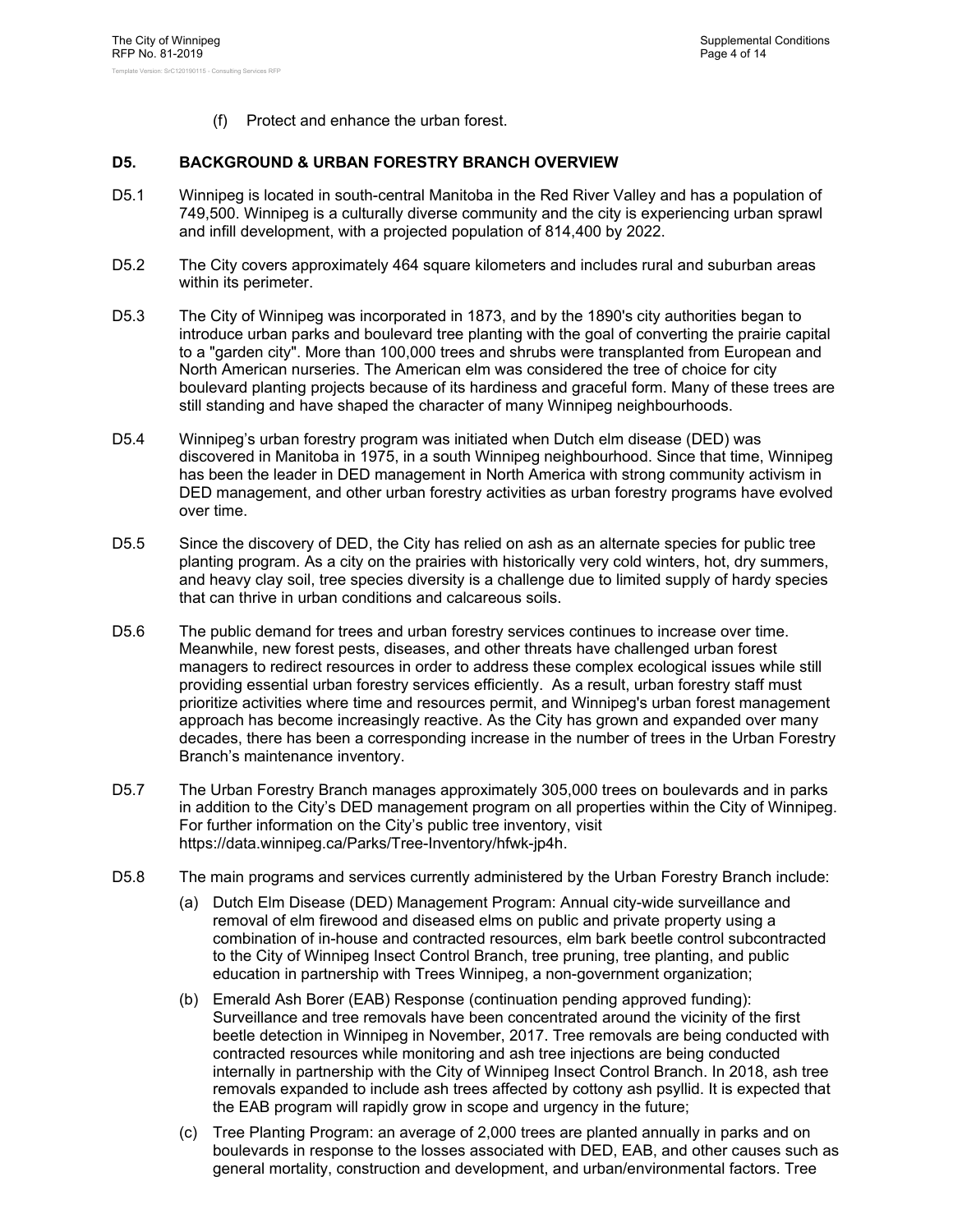(f) Protect and enhance the urban forest.

## D5. BACKGROUND & URBAN FORESTRY BRANCH OVERVIEW

D5.1 Winnipeg is located in south-central Manitoba in the Red River Valley and has a population of 749,500. Winnipeg is a culturally diverse community and the city is experiencing urban sprawl and infill development, with a projected population of 814,400 by 2022.

D5.2 The City covers approximately 464 square kilometers and includes rural and suburban areas within its perimeter.

D5.3 The City of Winnipeg was incorporated in 1873, and by the 1890's city authorities began to introduce urban parks and boulevard tree planting with the goal of converting the prairie capital to a "garden city". More than 100,000 trees and shrubs were transplanted from European and North American nurseries. The American elm was considered the tree of choice for city boulevard planting projects because of its hardiness and graceful form. Many of these trees are still standing and have shaped the character of many Winnipeg neighbourhoods.

D5.4 Winnipeg's urban forestry program was initiated when Dutch elm disease (DED) was discovered in Manitoba in 1975, in a south Winnipeg neighbourhood. Since that time, Winnipeg has been the leader in DED management in North America with strong community activism in DED management, and other urban forestry activities as urban forestry programs have evolved over time.

D5.5 Since the discovery of DED, the City has relied on ash as an alternate species for public tree planting program. As a city on the prairies with historically very cold winters, hot, dry summers, and heavy clay soil, tree species diversity is a challenge due to limited supply of hardy species that can thrive in urban conditions and calcareous soils.

D5.6 The public demand for trees and urban forestry services continues to increase over time. Meanwhile, new forest pests, diseases, and other threats have challenged urban forest managers to redirect resources in order to address these complex ecological issues while still providing essential urban forestry services efficiently. As a result, urban forestry staff must prioritize activities where time and resources permit, and Winnipeg's urban forest management approach has become increasingly reactive. As the City has grown and expanded over many decades, there has been a corresponding increase in the number of trees in the Urban Forestry Branch's maintenance inventory.

D5.7 The Urban Forestry Branch manages approximately 305,000 trees on boulevards and in parks in addition to the City's DED management program on all properties within the City of Winnipeg. For further information on the City's public tree inventory, visit https://data.winnipeg.ca/Parks/Tree-Inventory/hfwk-jp4h.

D5.8 The main programs and services currently administered by the Urban Forestry Branch include:

(a) Dutch Elm Disease (DED) Management Program: Annual city-wide surveillance and removal of elm firewood and diseased elms on public and private property using a combination of in-house and contracted resources, elm bark beetle control subcontracted to the City of Winnipeg Insect Control Branch, tree pruning, tree planting, and public education in partnership with Trees Winnipeg, a non-government organization;

(b) Emerald Ash Borer (EAB) Response (continuation pending approved funding): Surveillance and tree removals have been concentrated around the vicinity of the first beetle detection in Winnipeg in November, 2017. Tree removals are being conducted with contracted resources while monitoring and ash tree injections are being conducted internally in partnership with the City of Winnipeg Insect Control Branch. In 2018, ash tree removals expanded to include ash trees affected by cottony ash psyllid. It is expected that the EAB program will rapidly grow in scope and urgency in the future;

(c) Tree Planting Program: an average of 2,000 trees are planted annually in parks and on boulevards in response to the losses associated with DED, EAB, and other causes such as general mortality, construction and development, and urban/environmental factors. Tree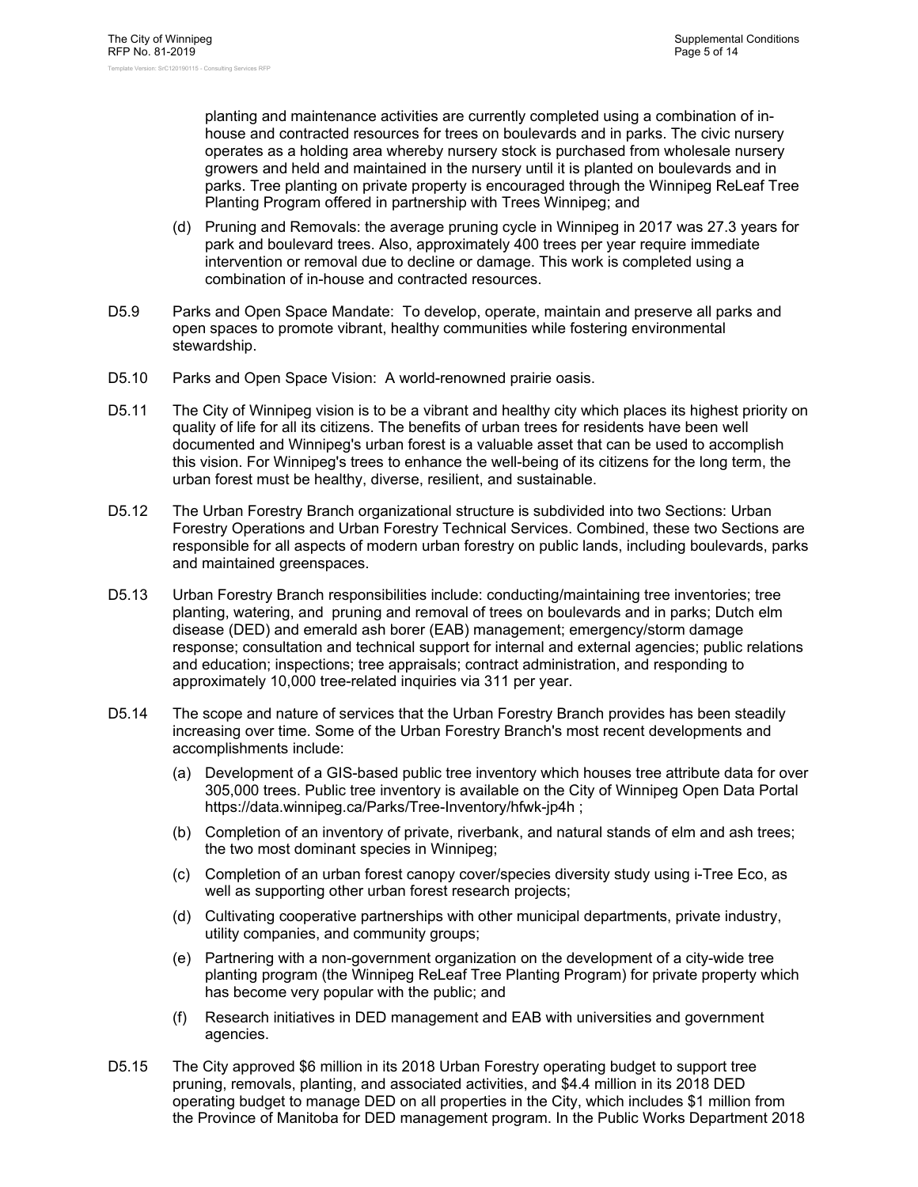planting and maintenance activities are currently completed using a combination of in-house and contracted resources for trees on boulevards and in parks. The civic nursery operates as a holding area whereby nursery stock is purchased from wholesale nursery growers and held and maintained in the nursery until it is planted on boulevards and in parks. Tree planting on private property is encouraged through the Winnipeg ReLeaf Tree Planting Program offered in partnership with Trees Winnipeg; and

(d) Pruning and Removals: the average pruning cycle in Winnipeg in 2017 was 27.3 years for park and boulevard trees. Also, approximately 400 trees per year require immediate intervention or removal due to decline or damage. This work is completed using a combination of in-house and contracted resources.

D5.9 Parks and Open Space Mandate: To develop, operate, maintain and preserve all parks and open spaces to promote vibrant, healthy communities while fostering environmental stewardship.

D5.10 Parks and Open Space Vision: A world-renowned prairie oasis.

D5.11 The City of Winnipeg vision is to be a vibrant and healthy city which places its highest priority on quality of life for all its citizens. The benefits of urban trees for residents have been well documented and Winnipeg's urban forest is a valuable asset that can be used to accomplish this vision. For Winnipeg's trees to enhance the well-being of its citizens for the long term, the urban forest must be healthy, diverse, resilient, and sustainable.

D5.12 The Urban Forestry Branch organizational structure is subdivided into two Sections: Urban Forestry Operations and Urban Forestry Technical Services. Combined, these two Sections are responsible for all aspects of modern urban forestry on public lands, including boulevards, parks and maintained greenspaces.

D5.13 Urban Forestry Branch responsibilities include: conducting/maintaining tree inventories; tree planting, watering, and pruning and removal of trees on boulevards and in parks; Dutch elm disease (DED) and emerald ash borer (EAB) management; emergency/storm damage response; consultation and technical support for internal and external agencies; public relations and education; inspections; tree appraisals; contract administration, and responding to approximately 10,000 tree-related inquiries via 311 per year.

D5.14 The scope and nature of services that the Urban Forestry Branch provides has been steadily increasing over time. Some of the Urban Forestry Branch's most recent developments and accomplishments include:

(a) Development of a GIS-based public tree inventory which houses tree attribute data for over 305,000 trees. Public tree inventory is available on the City of Winnipeg Open Data Portal https://data.winnipeg.ca/Parks/Tree-Inventory/hfwk-jp4h ;

(b) Completion of an inventory of private, riverbank, and natural stands of elm and ash trees; the two most dominant species in Winnipeg;

(c) Completion of an urban forest canopy cover/species diversity study using i-Tree Eco, as well as supporting other urban forest research projects;

(d) Cultivating cooperative partnerships with other municipal departments, private industry, utility companies, and community groups;

(e) Partnering with a non-government organization on the development of a city-wide tree planting program (the Winnipeg ReLeaf Tree Planting Program) for private property which has become very popular with the public; and

(f) Research initiatives in DED management and EAB with universities and government agencies.

D5.15 The City approved $6 million in its 2018 Urban Forestry operating budget to support tree pruning, removals, planting, and associated activities, and $4.4 million in its 2018 DED operating budget to manage DED on all properties in the City, which includes $1 million from the Province of Manitoba for DED management program. In the Public Works Department 2018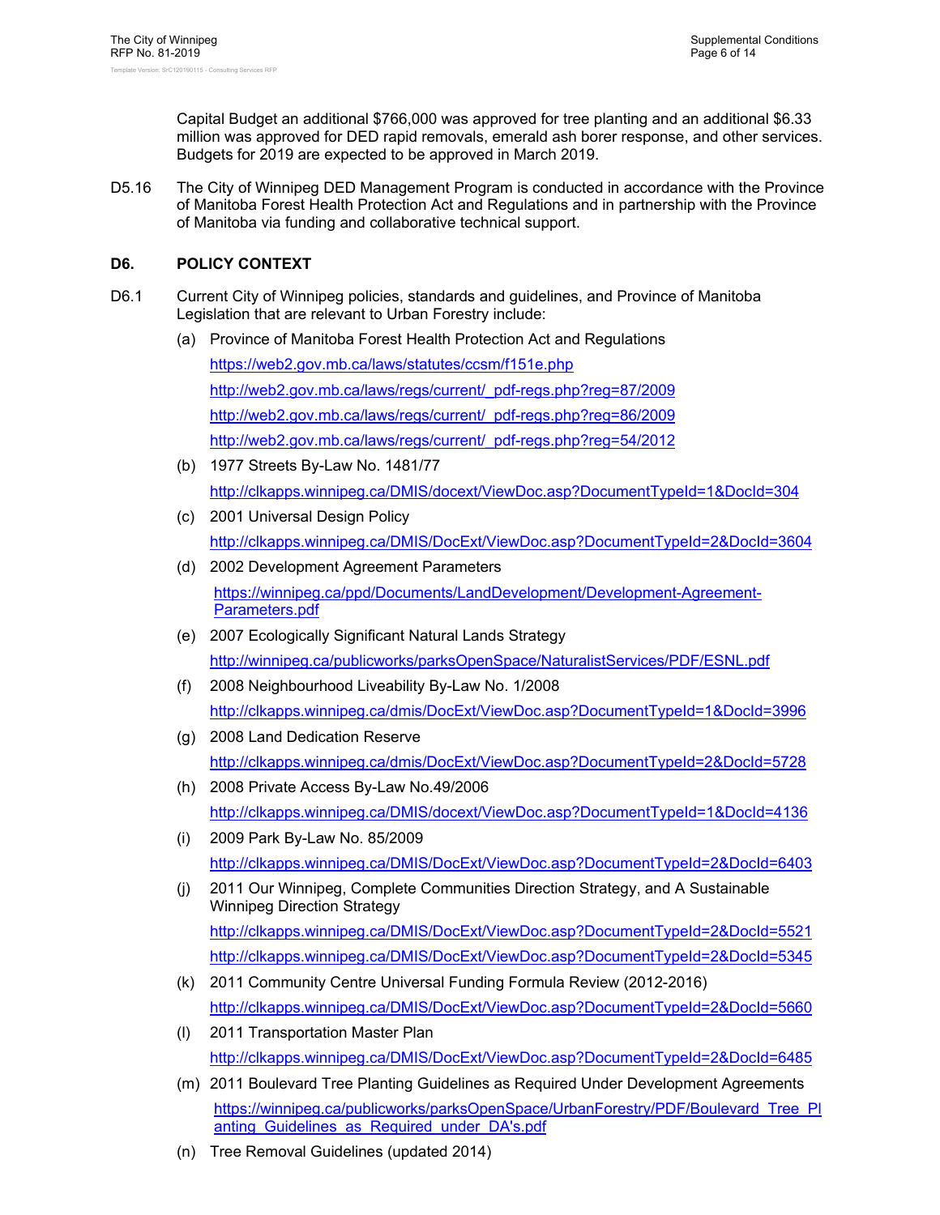Capital Budget an additional $766,000 was approved for tree planting and an additional $6.33 million was approved for DED rapid removals, emerald ash borer response, and other services. Budgets for 2019 are expected to be approved in March 2019.

D5.16 The City of Winnipeg DED Management Program is conducted in accordance with the Province of Manitoba Forest Health Protection Act and Regulations and in partnership with the Province of Manitoba via funding and collaborative technical support.

## D6. POLICY CONTEXT

D6.1 Current City of Winnipeg policies, standards and guidelines, and Province of Manitoba Legislation that are relevant to Urban Forestry include:

(a) Province of Manitoba Forest Health Protection Act and Regulations
https://web2.gov.mb.ca/laws/statutes/ccsm/f151e.php
http://web2.gov.mb.ca/laws/regs/current/_pdf-regs.php?reg=87/2009
http://web2.gov.mb.ca/laws/regs/current/_pdf-regs.php?reg=86/2009
http://web2.gov.mb.ca/laws/regs/current/_pdf-regs.php?reg=54/2012

(b) 1977 Streets By-Law No. 1481/77
http://clkapps.winnipeg.ca/DMIS/docext/ViewDoc.asp?DocumentTypeId=1&DocId=304

(c) 2001 Universal Design Policy
http://clkapps.winnipeg.ca/DMIS/DocExt/ViewDoc.asp?DocumentTypeId=2&DocId=3604

(d) 2002 Development Agreement Parameters
https://winnipeg.ca/ppd/Documents/LandDevelopment/Development-Agreement-Parameters.pdf

(e) 2007 Ecologically Significant Natural Lands Strategy
http://winnipeg.ca/publicworks/parksOpenSpace/NaturalistServices/PDF/ESNL.pdf

(f) 2008 Neighbourhood Liveability By-Law No. 1/2008
http://clkapps.winnipeg.ca/dmis/DocExt/ViewDoc.asp?DocumentTypeId=1&DocId=3996

(g) 2008 Land Dedication Reserve
http://clkapps.winnipeg.ca/dmis/DocExt/ViewDoc.asp?DocumentTypeId=2&DocId=5728

(h) 2008 Private Access By-Law No.49/2006
http://clkapps.winnipeg.ca/DMIS/docext/ViewDoc.asp?DocumentTypeId=1&DocId=4136

(i) 2009 Park By-Law No. 85/2009
http://clkapps.winnipeg.ca/DMIS/DocExt/ViewDoc.asp?DocumentTypeId=2&DocId=6403

(j) 2011 Our Winnipeg, Complete Communities Direction Strategy, and A Sustainable Winnipeg Direction Strategy
http://clkapps.winnipeg.ca/DMIS/DocExt/ViewDoc.asp?DocumentTypeId=2&DocId=5521
http://clkapps.winnipeg.ca/DMIS/DocExt/ViewDoc.asp?DocumentTypeId=2&DocId=5345

(k) 2011 Community Centre Universal Funding Formula Review (2012-2016)
http://clkapps.winnipeg.ca/DMIS/DocExt/ViewDoc.asp?DocumentTypeId=2&DocId=5660

(l) 2011 Transportation Master Plan
http://clkapps.winnipeg.ca/DMIS/DocExt/ViewDoc.asp?DocumentTypeId=2&DocId=6485

(m) 2011 Boulevard Tree Planting Guidelines as Required Under Development Agreements
https://winnipeg.ca/publicworks/parksOpenSpace/UrbanForestry/PDF/Boulevard_Tree_Planting_Guidelines_as_Required_under_DA's.pdf

(n) Tree Removal Guidelines (updated 2014)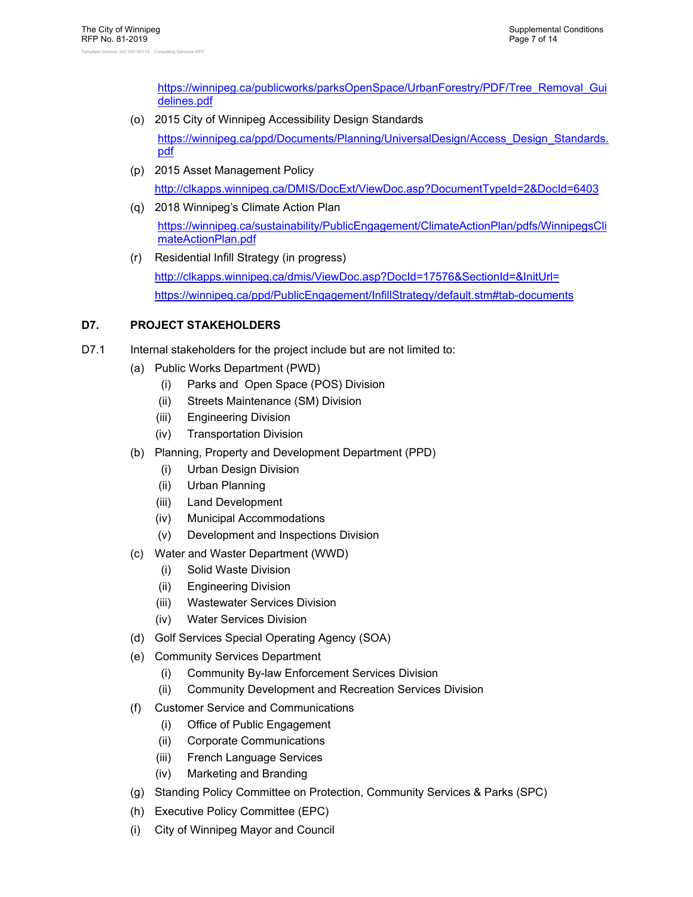https://winnipeg.ca/publicworks/parksOpenSpace/UrbanForestry/PDF/Tree_Removal_Guidelines.pdf

(o) 2015 City of Winnipeg Accessibility Design Standards

https://winnipeg.ca/ppd/Documents/Planning/UniversalDesign/Access_Design_Standards.pdf

(p) 2015 Asset Management Policy

http://clkapps.winnipeg.ca/DMIS/DocExt/ViewDoc.asp?DocumentTypeId=2&DocId=6403

(q) 2018 Winnipeg's Climate Action Plan

https://winnipeg.ca/sustainability/PublicEngagement/ClimateActionPlan/pdfs/WinnipegsClimateActionPlan.pdf

(r) Residential Infill Strategy (in progress)

http://clkapps.winnipeg.ca/dmis/ViewDoc.asp?DocId=17576&SectionId=&InitUrl=

https://winnipeg.ca/ppd/PublicEngagement/InfillStrategy/default.stm#tab-documents

## D7. PROJECT STAKEHOLDERS

D7.1 Internal stakeholders for the project include but are not limited to:

- (a) Public Works Department (PWD)
  - (i) Parks and Open Space (POS) Division
  - (ii) Streets Maintenance (SM) Division
  - (iii) Engineering Division
  - (iv) Transportation Division
- (b) Planning, Property and Development Department (PPD)
  - (i) Urban Design Division
  - (ii) Urban Planning
  - (iii) Land Development
  - (iv) Municipal Accommodations
  - (v) Development and Inspections Division
- (c) Water and Waster Department (WWD)
  - (i) Solid Waste Division
  - (ii) Engineering Division
  - (iii) Wastewater Services Division
  - (iv) Water Services Division
- (d) Golf Services Special Operating Agency (SOA)
- (e) Community Services Department
  - (i) Community By-law Enforcement Services Division
  - (ii) Community Development and Recreation Services Division
- (f) Customer Service and Communications
  - (i) Office of Public Engagement
  - (ii) Corporate Communications
  - (iii) French Language Services
  - (iv) Marketing and Branding
- (g) Standing Policy Committee on Protection, Community Services & Parks (SPC)
- (h) Executive Policy Committee (EPC)
- (i) City of Winnipeg Mayor and Council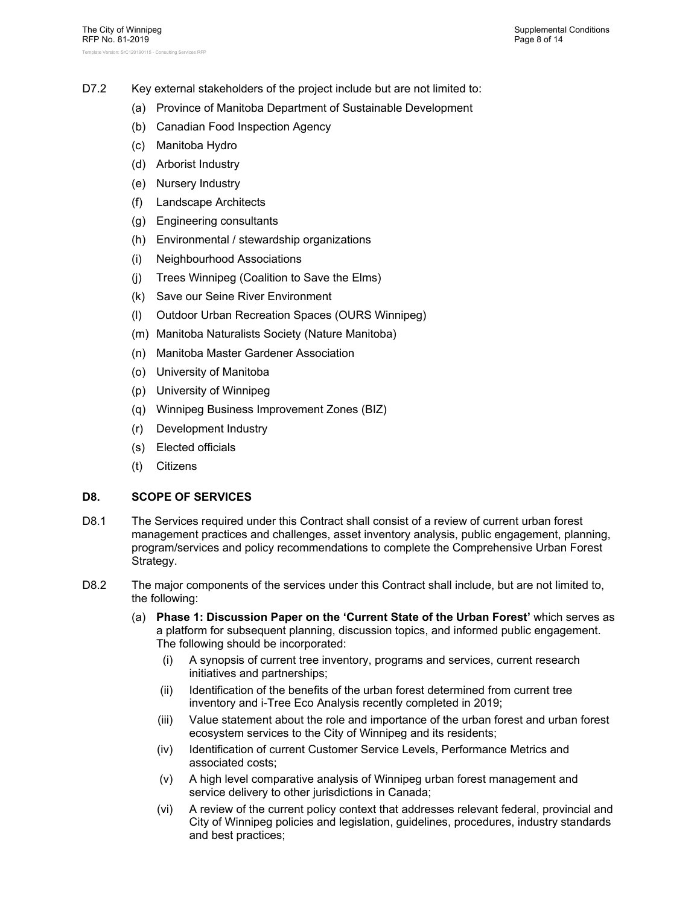D7.2 Key external stakeholders of the project include but are not limited to:

(a) Province of Manitoba Department of Sustainable Development

(b) Canadian Food Inspection Agency

(c) Manitoba Hydro

(d) Arborist Industry

(e) Nursery Industry

(f) Landscape Architects

(g) Engineering consultants

(h) Environmental / stewardship organizations

(i) Neighbourhood Associations

(j) Trees Winnipeg (Coalition to Save the Elms)

(k) Save our Seine River Environment

(l) Outdoor Urban Recreation Spaces (OURS Winnipeg)

(m) Manitoba Naturalists Society (Nature Manitoba)

(n) Manitoba Master Gardener Association

(o) University of Manitoba

(p) University of Winnipeg

(q) Winnipeg Business Improvement Zones (BIZ)

(r) Development Industry

(s) Elected officials

(t) Citizens

## D8. SCOPE OF SERVICES

D8.1 The Services required under this Contract shall consist of a review of current urban forest management practices and challenges, asset inventory analysis, public engagement, planning, program/services and policy recommendations to complete the Comprehensive Urban Forest Strategy.

D8.2 The major components of the services under this Contract shall include, but are not limited to, the following:

(a) **Phase 1: Discussion Paper on the 'Current State of the Urban Forest'** which serves as a platform for subsequent planning, discussion topics, and informed public engagement. The following should be incorporated:

(i) A synopsis of current tree inventory, programs and services, current research initiatives and partnerships;

(ii) Identification of the benefits of the urban forest determined from current tree inventory and i-Tree Eco Analysis recently completed in 2019;

(iii) Value statement about the role and importance of the urban forest and urban forest ecosystem services to the City of Winnipeg and its residents;

(iv) Identification of current Customer Service Levels, Performance Metrics and associated costs;

(v) A high level comparative analysis of Winnipeg urban forest management and service delivery to other jurisdictions in Canada;

(vi) A review of the current policy context that addresses relevant federal, provincial and City of Winnipeg policies and legislation, guidelines, procedures, industry standards and best practices;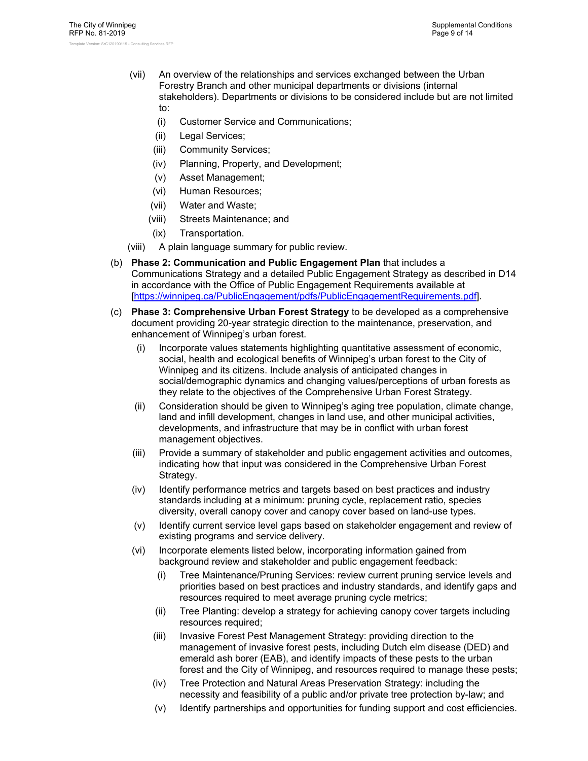(vii) An overview of the relationships and services exchanged between the Urban Forestry Branch and other municipal departments or divisions (internal stakeholders). Departments or divisions to be considered include but are not limited to:

   (i) Customer Service and Communications;

   (ii) Legal Services;

   (iii) Community Services;

   (iv) Planning, Property, and Development;

   (v) Asset Management;

   (vi) Human Resources;

   (vii) Water and Waste;

   (viii) Streets Maintenance; and

   (ix) Transportation.

(viii) A plain language summary for public review.

(b) **Phase 2: Communication and Public Engagement Plan** that includes a Communications Strategy and a detailed Public Engagement Strategy as described in D14 in accordance with the Office of Public Engagement Requirements available at [https://winnipeg.ca/PublicEngagement/pdfs/PublicEngagementRequirements.pdf].

(c) **Phase 3: Comprehensive Urban Forest Strategy** to be developed as a comprehensive document providing 20-year strategic direction to the maintenance, preservation, and enhancement of Winnipeg's urban forest.

(i) Incorporate values statements highlighting quantitative assessment of economic, social, health and ecological benefits of Winnipeg's urban forest to the City of Winnipeg and its citizens. Include analysis of anticipated changes in social/demographic dynamics and changing values/perceptions of urban forests as they relate to the objectives of the Comprehensive Urban Forest Strategy.

(ii) Consideration should be given to Winnipeg's aging tree population, climate change, land and infill development, changes in land use, and other municipal activities, developments, and infrastructure that may be in conflict with urban forest management objectives.

(iii) Provide a summary of stakeholder and public engagement activities and outcomes, indicating how that input was considered in the Comprehensive Urban Forest Strategy.

(iv) Identify performance metrics and targets based on best practices and industry standards including at a minimum: pruning cycle, replacement ratio, species diversity, overall canopy cover and canopy cover based on land-use types.

(v) Identify current service level gaps based on stakeholder engagement and review of existing programs and service delivery.

(vi) Incorporate elements listed below, incorporating information gained from background review and stakeholder and public engagement feedback:

   (i) Tree Maintenance/Pruning Services: review current pruning service levels and priorities based on best practices and industry standards, and identify gaps and resources required to meet average pruning cycle metrics;

   (ii) Tree Planting: develop a strategy for achieving canopy cover targets including resources required;

   (iii) Invasive Forest Pest Management Strategy: providing direction to the management of invasive forest pests, including Dutch elm disease (DED) and emerald ash borer (EAB), and identify impacts of these pests to the urban forest and the City of Winnipeg, and resources required to manage these pests;

   (iv) Tree Protection and Natural Areas Preservation Strategy: including the necessity and feasibility of a public and/or private tree protection by-law; and

   (v) Identify partnerships and opportunities for funding support and cost efficiencies.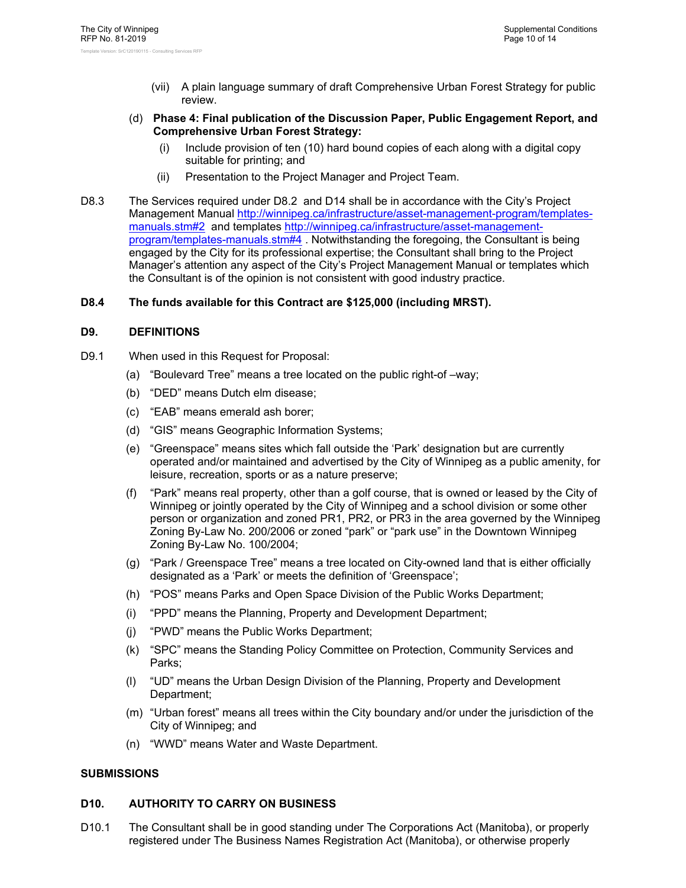(vii) A plain language summary of draft Comprehensive Urban Forest Strategy for public review.

(d) **Phase 4: Final publication of the Discussion Paper, Public Engagement Report, and Comprehensive Urban Forest Strategy:**

   (i) Include provision of ten (10) hard bound copies of each along with a digital copy suitable for printing; and

   (ii) Presentation to the Project Manager and Project Team.

D8.3 The Services required under D8.2 and D14 shall be in accordance with the City's Project Management Manual http://winnipeg.ca/infrastructure/asset-management-program/templates-manuals.stm#2 and templates http://winnipeg.ca/infrastructure/asset-management-program/templates-manuals.stm#4 . Notwithstanding the foregoing, the Consultant is being engaged by the City for its professional expertise; the Consultant shall bring to the Project Manager's attention any aspect of the City's Project Management Manual or templates which the Consultant is of the opinion is not consistent with good industry practice.

**D8.4 The funds available for this Contract are $125,000 (including MRST).**

## D9. DEFINITIONS

D9.1 When used in this Request for Proposal:

(a) "Boulevard Tree" means a tree located on the public right-of –way;

(b) "DED" means Dutch elm disease;

(c) "EAB" means emerald ash borer;

(d) "GIS" means Geographic Information Systems;

(e) "Greenspace" means sites which fall outside the 'Park' designation but are currently operated and/or maintained and advertised by the City of Winnipeg as a public amenity, for leisure, recreation, sports or as a nature preserve;

(f) "Park" means real property, other than a golf course, that is owned or leased by the City of Winnipeg or jointly operated by the City of Winnipeg and a school division or some other person or organization and zoned PR1, PR2, or PR3 in the area governed by the Winnipeg Zoning By-Law No. 200/2006 or zoned "park" or "park use" in the Downtown Winnipeg Zoning By-Law No. 100/2004;

(g) "Park / Greenspace Tree" means a tree located on City-owned land that is either officially designated as a 'Park' or meets the definition of 'Greenspace';

(h) "POS" means Parks and Open Space Division of the Public Works Department;

(i) "PPD" means the Planning, Property and Development Department;

(j) "PWD" means the Public Works Department;

(k) "SPC" means the Standing Policy Committee on Protection, Community Services and Parks;

(l) "UD" means the Urban Design Division of the Planning, Property and Development Department;

(m) "Urban forest" means all trees within the City boundary and/or under the jurisdiction of the City of Winnipeg; and

(n) "WWD" means Water and Waste Department.

# SUBMISSIONS

## D10. AUTHORITY TO CARRY ON BUSINESS

D10.1 The Consultant shall be in good standing under The Corporations Act (Manitoba), or properly registered under The Business Names Registration Act (Manitoba), or otherwise properly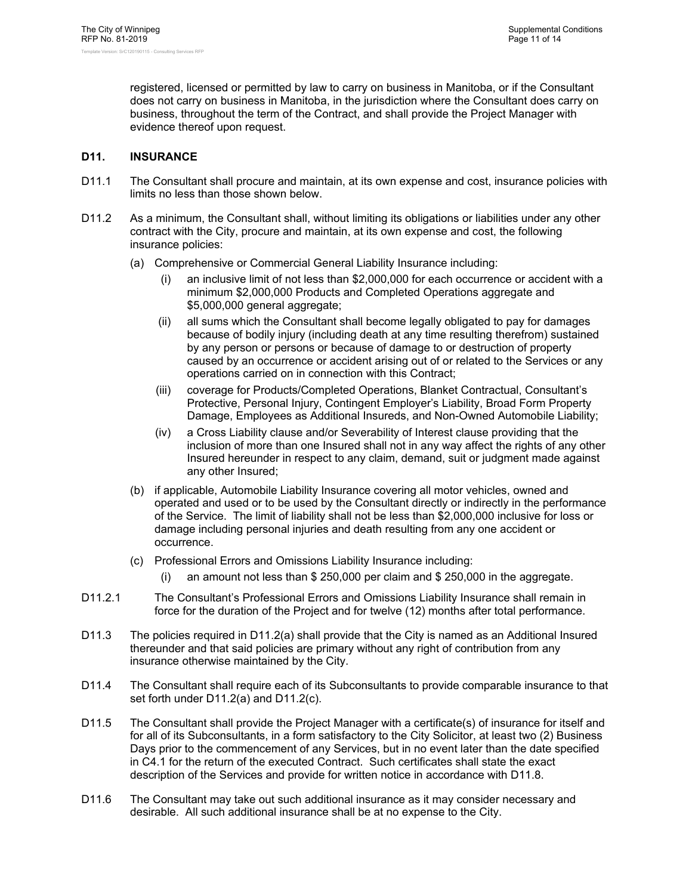registered, licensed or permitted by law to carry on business in Manitoba, or if the Consultant does not carry on business in Manitoba, in the jurisdiction where the Consultant does carry on business, throughout the term of the Contract, and shall provide the Project Manager with evidence thereof upon request.

## D11. INSURANCE

D11.1 The Consultant shall procure and maintain, at its own expense and cost, insurance policies with limits no less than those shown below.

D11.2 As a minimum, the Consultant shall, without limiting its obligations or liabilities under any other contract with the City, procure and maintain, at its own expense and cost, the following insurance policies:

- (a) Comprehensive or Commercial General Liability Insurance including:
  - (i) an inclusive limit of not less than $2,000,000 for each occurrence or accident with a minimum $2,000,000 Products and Completed Operations aggregate and $5,000,000 general aggregate;
  - (ii) all sums which the Consultant shall become legally obligated to pay for damages because of bodily injury (including death at any time resulting therefrom) sustained by any person or persons or because of damage to or destruction of property caused by an occurrence or accident arising out of or related to the Services or any operations carried on in connection with this Contract;
  - (iii) coverage for Products/Completed Operations, Blanket Contractual, Consultant's Protective, Personal Injury, Contingent Employer's Liability, Broad Form Property Damage, Employees as Additional Insureds, and Non-Owned Automobile Liability;
  - (iv) a Cross Liability clause and/or Severability of Interest clause providing that the inclusion of more than one Insured shall not in any way affect the rights of any other Insured hereunder in respect to any claim, demand, suit or judgment made against any other Insured;
- (b) if applicable, Automobile Liability Insurance covering all motor vehicles, owned and operated and used or to be used by the Consultant directly or indirectly in the performance of the Service. The limit of liability shall not be less than $2,000,000 inclusive for loss or damage including personal injuries and death resulting from any one accident or occurrence.
- (c) Professional Errors and Omissions Liability Insurance including:
  - (i) an amount not less than $ 250,000 per claim and $ 250,000 in the aggregate.

D11.2.1 The Consultant's Professional Errors and Omissions Liability Insurance shall remain in force for the duration of the Project and for twelve (12) months after total performance.

D11.3 The policies required in D11.2(a) shall provide that the City is named as an Additional Insured thereunder and that said policies are primary without any right of contribution from any insurance otherwise maintained by the City.

D11.4 The Consultant shall require each of its Subconsultants to provide comparable insurance to that set forth under D11.2(a) and D11.2(c).

D11.5 The Consultant shall provide the Project Manager with a certificate(s) of insurance for itself and for all of its Subconsultants, in a form satisfactory to the City Solicitor, at least two (2) Business Days prior to the commencement of any Services, but in no event later than the date specified in C4.1 for the return of the executed Contract. Such certificates shall state the exact description of the Services and provide for written notice in accordance with D11.8.

D11.6 The Consultant may take out such additional insurance as it may consider necessary and desirable. All such additional insurance shall be at no expense to the City.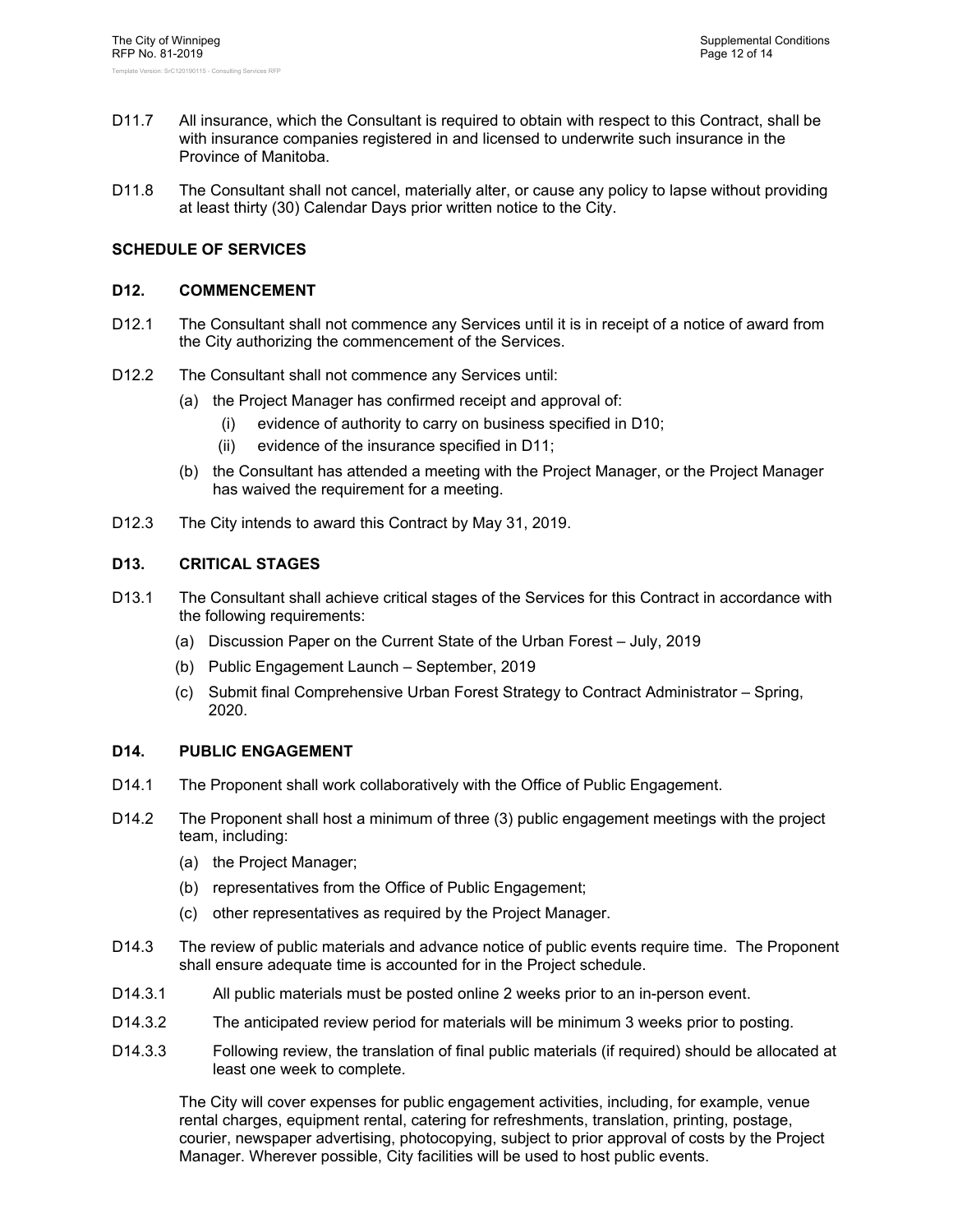D11.7 All insurance, which the Consultant is required to obtain with respect to this Contract, shall be with insurance companies registered in and licensed to underwrite such insurance in the Province of Manitoba.

D11.8 The Consultant shall not cancel, materially alter, or cause any policy to lapse without providing at least thirty (30) Calendar Days prior written notice to the City.

## SCHEDULE OF SERVICES

### D12. COMMENCEMENT

D12.1 The Consultant shall not commence any Services until it is in receipt of a notice of award from the City authorizing the commencement of the Services.

D12.2 The Consultant shall not commence any Services until:

- (a) the Project Manager has confirmed receipt and approval of:
  - (i) evidence of authority to carry on business specified in D10;
  - (ii) evidence of the insurance specified in D11;
- (b) the Consultant has attended a meeting with the Project Manager, or the Project Manager has waived the requirement for a meeting.

D12.3 The City intends to award this Contract by May 31, 2019.

### D13. CRITICAL STAGES

D13.1 The Consultant shall achieve critical stages of the Services for this Contract in accordance with the following requirements:

- (a) Discussion Paper on the Current State of the Urban Forest – July, 2019
- (b) Public Engagement Launch – September, 2019
- (c) Submit final Comprehensive Urban Forest Strategy to Contract Administrator – Spring, 2020.

### D14. PUBLIC ENGAGEMENT

D14.1 The Proponent shall work collaboratively with the Office of Public Engagement.

D14.2 The Proponent shall host a minimum of three (3) public engagement meetings with the project team, including:

- (a) the Project Manager;
- (b) representatives from the Office of Public Engagement;
- (c) other representatives as required by the Project Manager.

D14.3 The review of public materials and advance notice of public events require time. The Proponent shall ensure adequate time is accounted for in the Project schedule.

D14.3.1 All public materials must be posted online 2 weeks prior to an in-person event.

D14.3.2 The anticipated review period for materials will be minimum 3 weeks prior to posting.

D14.3.3 Following review, the translation of final public materials (if required) should be allocated at least one week to complete.

The City will cover expenses for public engagement activities, including, for example, venue rental charges, equipment rental, catering for refreshments, translation, printing, postage, courier, newspaper advertising, photocopying, subject to prior approval of costs by the Project Manager. Wherever possible, City facilities will be used to host public events.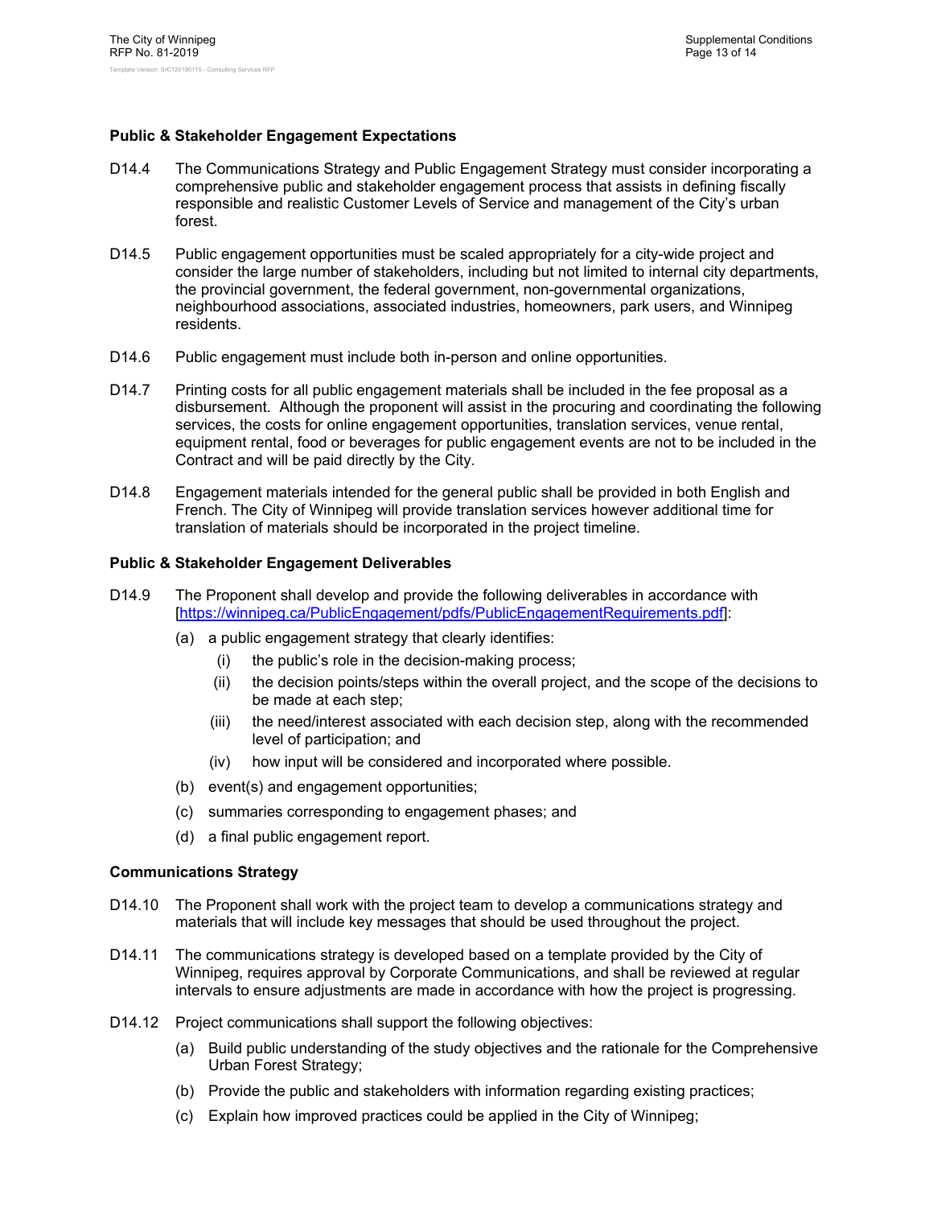**Public & Stakeholder Engagement Expectations**

D14.4 The Communications Strategy and Public Engagement Strategy must consider incorporating a comprehensive public and stakeholder engagement process that assists in defining fiscally responsible and realistic Customer Levels of Service and management of the City's urban forest.

D14.5 Public engagement opportunities must be scaled appropriately for a city-wide project and consider the large number of stakeholders, including but not limited to internal city departments, the provincial government, the federal government, non-governmental organizations, neighbourhood associations, associated industries, homeowners, park users, and Winnipeg residents.

D14.6 Public engagement must include both in-person and online opportunities.

D14.7 Printing costs for all public engagement materials shall be included in the fee proposal as a disbursement. Although the proponent will assist in the procuring and coordinating the following services, the costs for online engagement opportunities, translation services, venue rental, equipment rental, food or beverages for public engagement events are not to be included in the Contract and will be paid directly by the City.

D14.8 Engagement materials intended for the general public shall be provided in both English and French. The City of Winnipeg will provide translation services however additional time for translation of materials should be incorporated in the project timeline.

**Public & Stakeholder Engagement Deliverables**

D14.9 The Proponent shall develop and provide the following deliverables in accordance with [https://winnipeg.ca/PublicEngagement/pdfs/PublicEngagementRequirements.pdf]:

- (a) a public engagement strategy that clearly identifies:
  - (i) the public's role in the decision-making process;
  - (ii) the decision points/steps within the overall project, and the scope of the decisions to be made at each step;
  - (iii) the need/interest associated with each decision step, along with the recommended level of participation; and
  - (iv) how input will be considered and incorporated where possible.
- (b) event(s) and engagement opportunities;
- (c) summaries corresponding to engagement phases; and
- (d) a final public engagement report.

**Communications Strategy**

D14.10 The Proponent shall work with the project team to develop a communications strategy and materials that will include key messages that should be used throughout the project.

D14.11 The communications strategy is developed based on a template provided by the City of Winnipeg, requires approval by Corporate Communications, and shall be reviewed at regular intervals to ensure adjustments are made in accordance with how the project is progressing.

D14.12 Project communications shall support the following objectives:

- (a) Build public understanding of the study objectives and the rationale for the Comprehensive Urban Forest Strategy;
- (b) Provide the public and stakeholders with information regarding existing practices;
- (c) Explain how improved practices could be applied in the City of Winnipeg;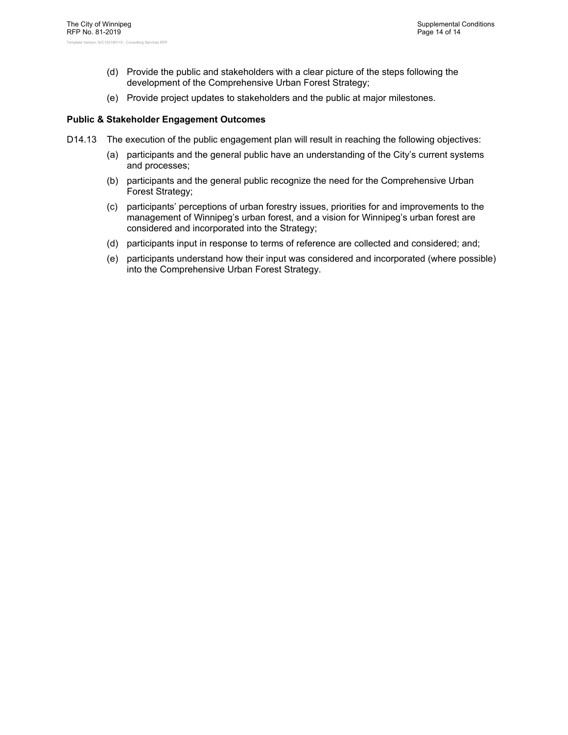(d) Provide the public and stakeholders with a clear picture of the steps following the development of the Comprehensive Urban Forest Strategy;

(e) Provide project updates to stakeholders and the public at major milestones.

**Public & Stakeholder Engagement Outcomes**

D14.13 The execution of the public engagement plan will result in reaching the following objectives:

(a) participants and the general public have an understanding of the City's current systems and processes;

(b) participants and the general public recognize the need for the Comprehensive Urban Forest Strategy;

(c) participants' perceptions of urban forestry issues, priorities for and improvements to the management of Winnipeg's urban forest, and a vision for Winnipeg's urban forest are considered and incorporated into the Strategy;

(d) participants input in response to terms of reference are collected and considered; and;

(e) participants understand how their input was considered and incorporated (where possible) into the Comprehensive Urban Forest Strategy.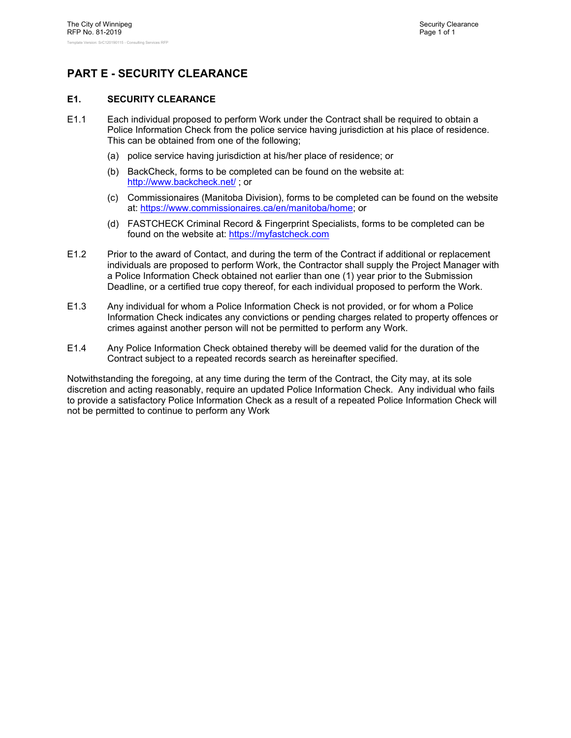# PART E - SECURITY CLEARANCE

## E1. SECURITY CLEARANCE

E1.1 Each individual proposed to perform Work under the Contract shall be required to obtain a Police Information Check from the police service having jurisdiction at his place of residence. This can be obtained from one of the following;

- (a) police service having jurisdiction at his/her place of residence; or
- (b) BackCheck, forms to be completed can be found on the website at: http://www.backcheck.net/ ; or
- (c) Commissionaires (Manitoba Division), forms to be completed can be found on the website at: https://www.commissionaires.ca/en/manitoba/home; or
- (d) FASTCHECK Criminal Record & Fingerprint Specialists, forms to be completed can be found on the website at: https://myfastcheck.com

E1.2 Prior to the award of Contact, and during the term of the Contract if additional or replacement individuals are proposed to perform Work, the Contractor shall supply the Project Manager with a Police Information Check obtained not earlier than one (1) year prior to the Submission Deadline, or a certified true copy thereof, for each individual proposed to perform the Work.

E1.3 Any individual for whom a Police Information Check is not provided, or for whom a Police Information Check indicates any convictions or pending charges related to property offences or crimes against another person will not be permitted to perform any Work.

E1.4 Any Police Information Check obtained thereby will be deemed valid for the duration of the Contract subject to a repeated records search as hereinafter specified.

Notwithstanding the foregoing, at any time during the term of the Contract, the City may, at its sole discretion and acting reasonably, require an updated Police Information Check. Any individual who fails to provide a satisfactory Police Information Check as a result of a repeated Police Information Check will not be permitted to continue to perform any Work